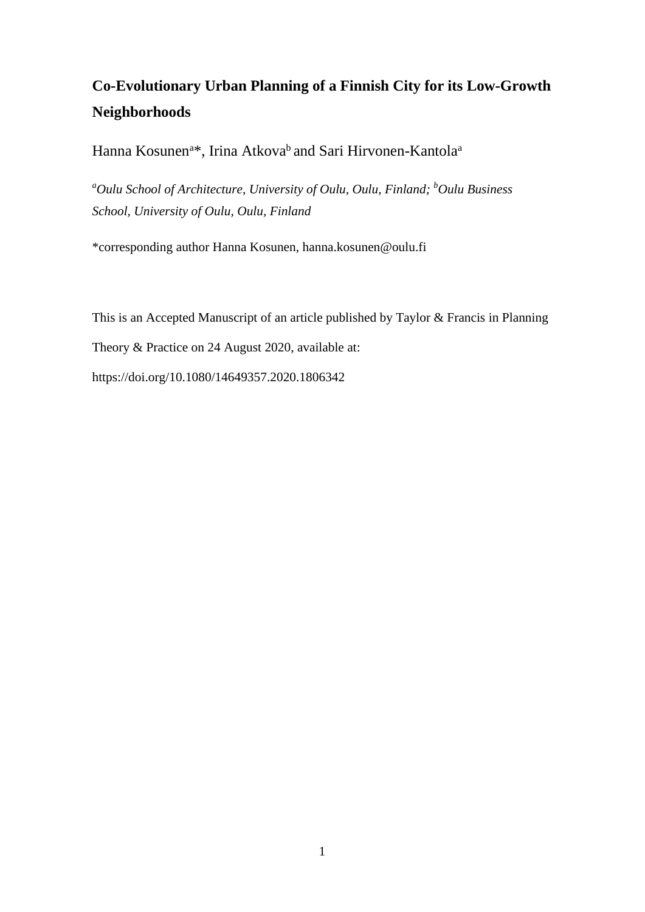# Co-Evolutionary Urban Planning of a Finnish City for its Low-Growth Neighborhoods

Hanna Kosunen[a]*, Irina Atkova[b] and Sari Hirvonen-Kantola[a]

[a]*Oulu School of Architecture, University of Oulu, Oulu, Finland;* [b]*Oulu Business School, University of Oulu, Oulu, Finland*

*corresponding author Hanna Kosunen, hanna.kosunen@oulu.fi

This is an Accepted Manuscript of an article published by Taylor & Francis in Planning Theory & Practice on 24 August 2020, available at: https://doi.org/10.1080/14649357.2020.1806342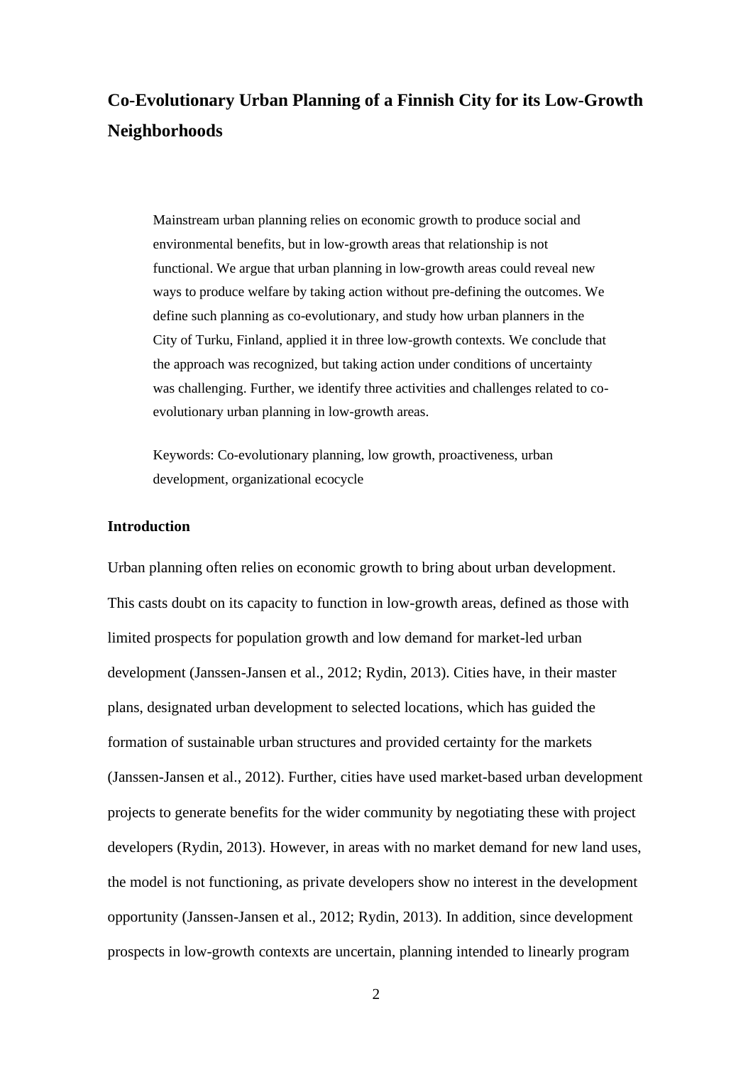# Co-Evolutionary Urban Planning of a Finnish City for its Low-Growth Neighborhoods

> Mainstream urban planning relies on economic growth to produce social and environmental benefits, but in low-growth areas that relationship is not functional. We argue that urban planning in low-growth areas could reveal new ways to produce welfare by taking action without pre-defining the outcomes. We define such planning as co-evolutionary, and study how urban planners in the City of Turku, Finland, applied it in three low-growth contexts. We conclude that the approach was recognized, but taking action under conditions of uncertainty was challenging. Further, we identify three activities and challenges related to co-evolutionary urban planning in low-growth areas.
>
> Keywords: Co-evolutionary planning, low growth, proactiveness, urban development, organizational ecocycle

## Introduction

Urban planning often relies on economic growth to bring about urban development. This casts doubt on its capacity to function in low-growth areas, defined as those with limited prospects for population growth and low demand for market-led urban development (Janssen-Jansen et al., 2012; Rydin, 2013). Cities have, in their master plans, designated urban development to selected locations, which has guided the formation of sustainable urban structures and provided certainty for the markets (Janssen-Jansen et al., 2012). Further, cities have used market-based urban development projects to generate benefits for the wider community by negotiating these with project developers (Rydin, 2013). However, in areas with no market demand for new land uses, the model is not functioning, as private developers show no interest in the development opportunity (Janssen-Jansen et al., 2012; Rydin, 2013). In addition, since development prospects in low-growth contexts are uncertain, planning intended to linearly program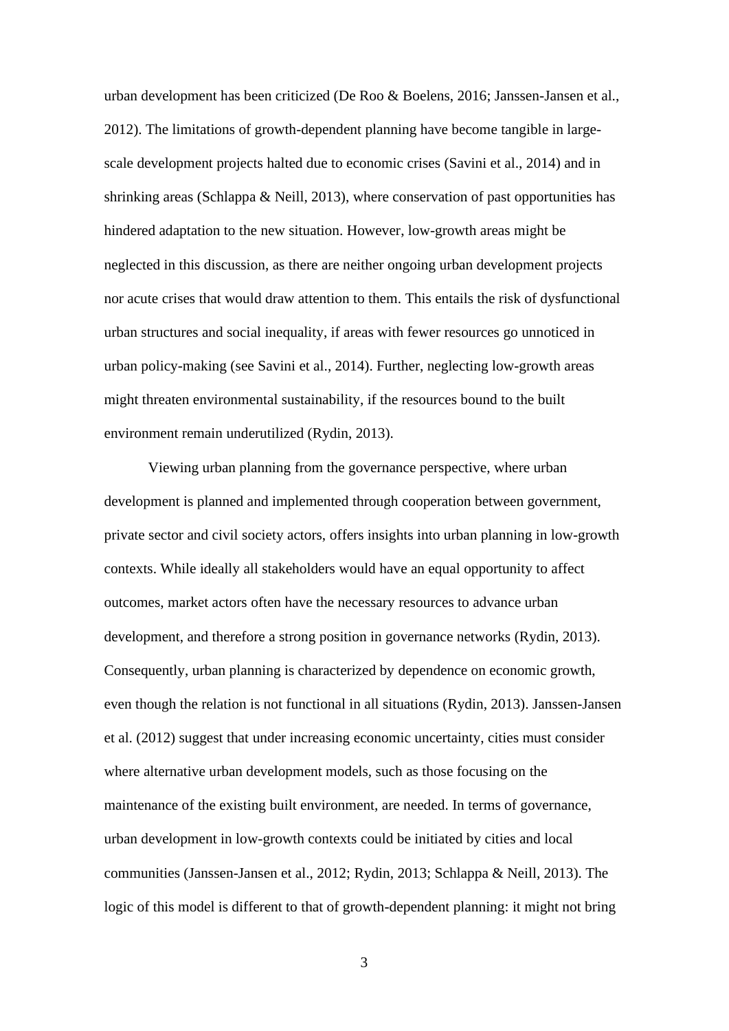urban development has been criticized (De Roo & Boelens, 2016; Janssen-Jansen et al., 2012). The limitations of growth-dependent planning have become tangible in large-scale development projects halted due to economic crises (Savini et al., 2014) and in shrinking areas (Schlappa & Neill, 2013), where conservation of past opportunities has hindered adaptation to the new situation. However, low-growth areas might be neglected in this discussion, as there are neither ongoing urban development projects nor acute crises that would draw attention to them. This entails the risk of dysfunctional urban structures and social inequality, if areas with fewer resources go unnoticed in urban policy-making (see Savini et al., 2014). Further, neglecting low-growth areas might threaten environmental sustainability, if the resources bound to the built environment remain underutilized (Rydin, 2013).

Viewing urban planning from the governance perspective, where urban development is planned and implemented through cooperation between government, private sector and civil society actors, offers insights into urban planning in low-growth contexts. While ideally all stakeholders would have an equal opportunity to affect outcomes, market actors often have the necessary resources to advance urban development, and therefore a strong position in governance networks (Rydin, 2013). Consequently, urban planning is characterized by dependence on economic growth, even though the relation is not functional in all situations (Rydin, 2013). Janssen-Jansen et al. (2012) suggest that under increasing economic uncertainty, cities must consider where alternative urban development models, such as those focusing on the maintenance of the existing built environment, are needed. In terms of governance, urban development in low-growth contexts could be initiated by cities and local communities (Janssen-Jansen et al., 2012; Rydin, 2013; Schlappa & Neill, 2013). The logic of this model is different to that of growth-dependent planning: it might not bring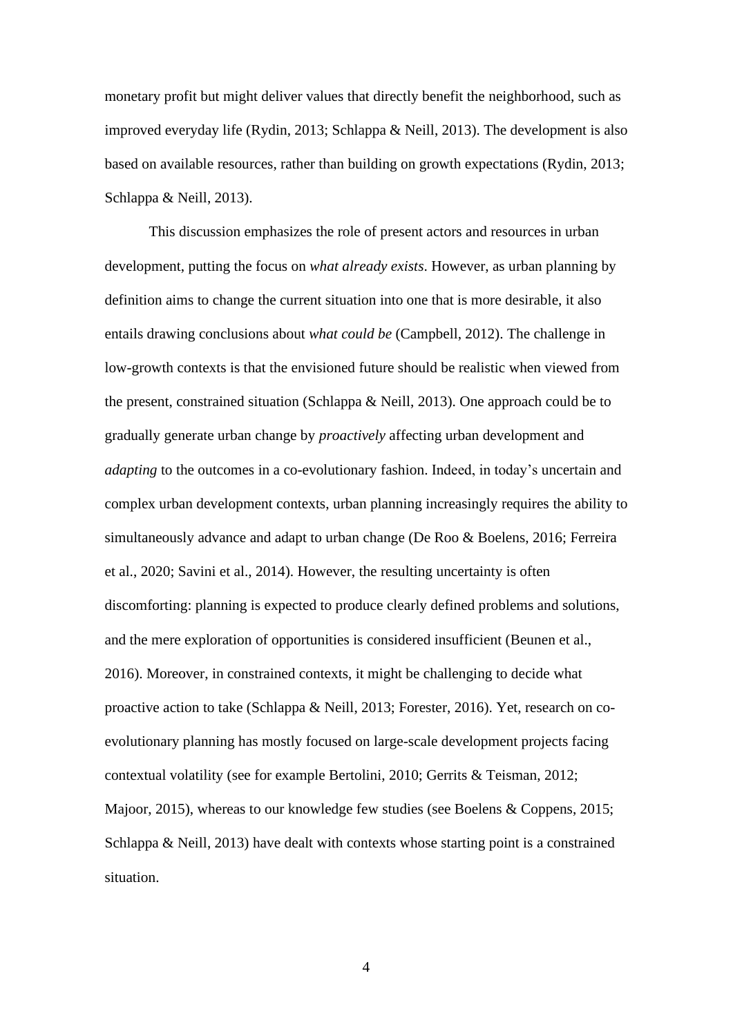monetary profit but might deliver values that directly benefit the neighborhood, such as improved everyday life (Rydin, 2013; Schlappa & Neill, 2013). The development is also based on available resources, rather than building on growth expectations (Rydin, 2013; Schlappa & Neill, 2013).

This discussion emphasizes the role of present actors and resources in urban development, putting the focus on *what already exists*. However, as urban planning by definition aims to change the current situation into one that is more desirable, it also entails drawing conclusions about *what could be* (Campbell, 2012). The challenge in low-growth contexts is that the envisioned future should be realistic when viewed from the present, constrained situation (Schlappa & Neill, 2013). One approach could be to gradually generate urban change by *proactively* affecting urban development and *adapting* to the outcomes in a co-evolutionary fashion. Indeed, in today's uncertain and complex urban development contexts, urban planning increasingly requires the ability to simultaneously advance and adapt to urban change (De Roo & Boelens, 2016; Ferreira et al., 2020; Savini et al., 2014). However, the resulting uncertainty is often discomforting: planning is expected to produce clearly defined problems and solutions, and the mere exploration of opportunities is considered insufficient (Beunen et al., 2016). Moreover, in constrained contexts, it might be challenging to decide what proactive action to take (Schlappa & Neill, 2013; Forester, 2016). Yet, research on co-evolutionary planning has mostly focused on large-scale development projects facing contextual volatility (see for example Bertolini, 2010; Gerrits & Teisman, 2012; Majoor, 2015), whereas to our knowledge few studies (see Boelens & Coppens, 2015; Schlappa & Neill, 2013) have dealt with contexts whose starting point is a constrained situation.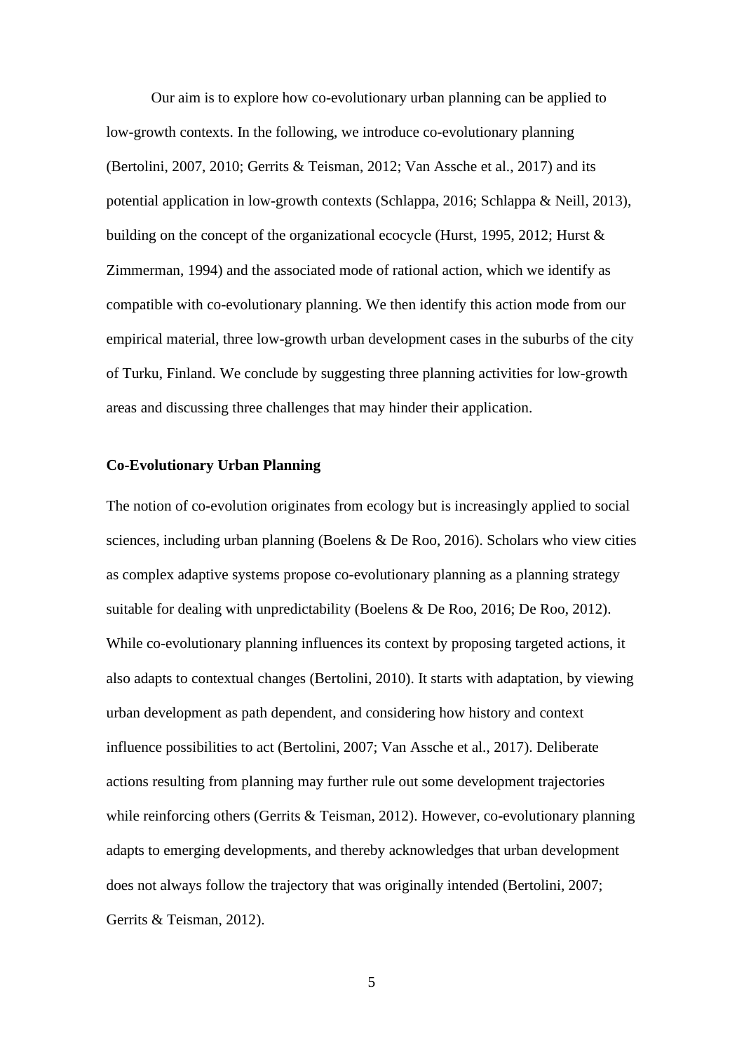Our aim is to explore how co-evolutionary urban planning can be applied to low-growth contexts. In the following, we introduce co-evolutionary planning (Bertolini, 2007, 2010; Gerrits & Teisman, 2012; Van Assche et al., 2017) and its potential application in low-growth contexts (Schlappa, 2016; Schlappa & Neill, 2013), building on the concept of the organizational ecocycle (Hurst, 1995, 2012; Hurst & Zimmerman, 1994) and the associated mode of rational action, which we identify as compatible with co-evolutionary planning. We then identify this action mode from our empirical material, three low-growth urban development cases in the suburbs of the city of Turku, Finland. We conclude by suggesting three planning activities for low-growth areas and discussing three challenges that may hinder their application.

## Co-Evolutionary Urban Planning

The notion of co-evolution originates from ecology but is increasingly applied to social sciences, including urban planning (Boelens & De Roo, 2016). Scholars who view cities as complex adaptive systems propose co-evolutionary planning as a planning strategy suitable for dealing with unpredictability (Boelens & De Roo, 2016; De Roo, 2012). While co-evolutionary planning influences its context by proposing targeted actions, it also adapts to contextual changes (Bertolini, 2010). It starts with adaptation, by viewing urban development as path dependent, and considering how history and context influence possibilities to act (Bertolini, 2007; Van Assche et al., 2017). Deliberate actions resulting from planning may further rule out some development trajectories while reinforcing others (Gerrits & Teisman, 2012). However, co-evolutionary planning adapts to emerging developments, and thereby acknowledges that urban development does not always follow the trajectory that was originally intended (Bertolini, 2007; Gerrits & Teisman, 2012).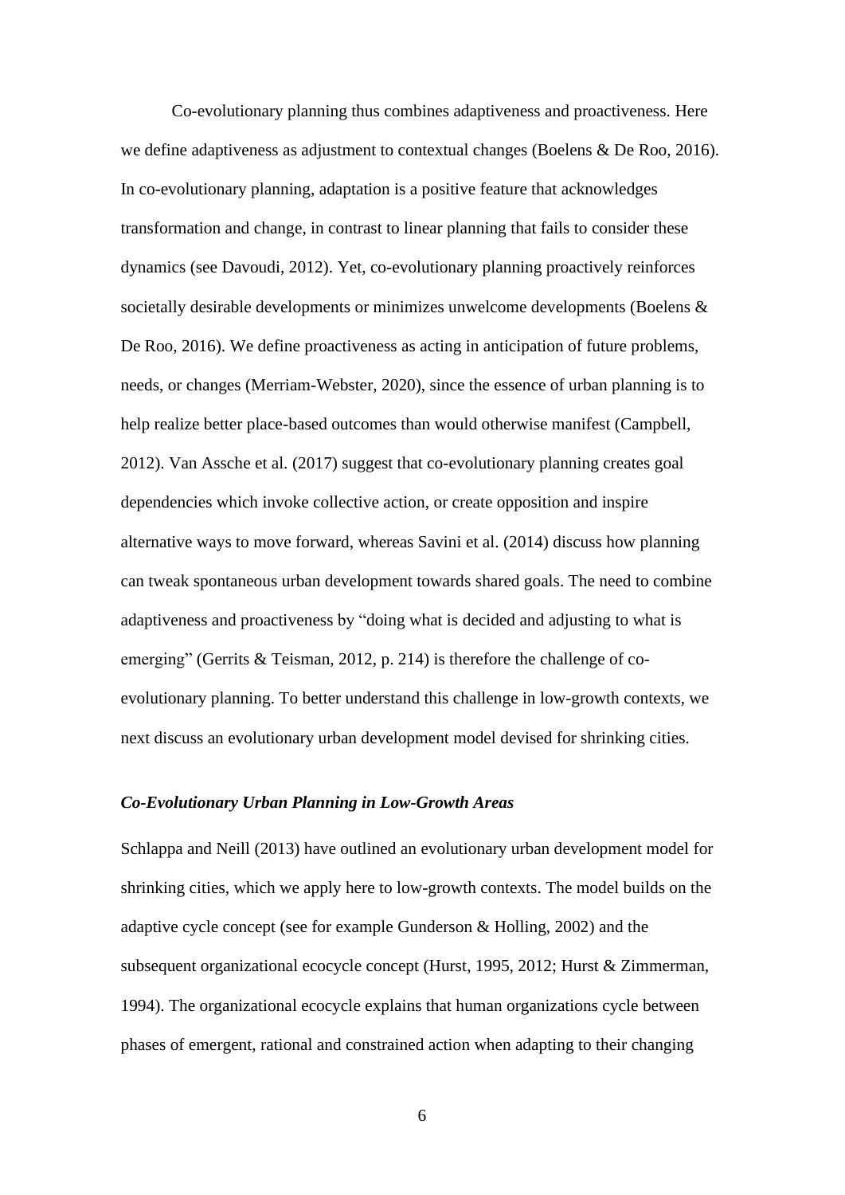Co-evolutionary planning thus combines adaptiveness and proactiveness. Here we define adaptiveness as adjustment to contextual changes (Boelens & De Roo, 2016). In co-evolutionary planning, adaptation is a positive feature that acknowledges transformation and change, in contrast to linear planning that fails to consider these dynamics (see Davoudi, 2012). Yet, co-evolutionary planning proactively reinforces societally desirable developments or minimizes unwelcome developments (Boelens & De Roo, 2016). We define proactiveness as acting in anticipation of future problems, needs, or changes (Merriam-Webster, 2020), since the essence of urban planning is to help realize better place-based outcomes than would otherwise manifest (Campbell, 2012). Van Assche et al. (2017) suggest that co-evolutionary planning creates goal dependencies which invoke collective action, or create opposition and inspire alternative ways to move forward, whereas Savini et al. (2014) discuss how planning can tweak spontaneous urban development towards shared goals. The need to combine adaptiveness and proactiveness by "doing what is decided and adjusting to what is emerging" (Gerrits & Teisman, 2012, p. 214) is therefore the challenge of co-evolutionary planning. To better understand this challenge in low-growth contexts, we next discuss an evolutionary urban development model devised for shrinking cities.

### *Co-Evolutionary Urban Planning in Low-Growth Areas*

Schlappa and Neill (2013) have outlined an evolutionary urban development model for shrinking cities, which we apply here to low-growth contexts. The model builds on the adaptive cycle concept (see for example Gunderson & Holling, 2002) and the subsequent organizational ecocycle concept (Hurst, 1995, 2012; Hurst & Zimmerman, 1994). The organizational ecocycle explains that human organizations cycle between phases of emergent, rational and constrained action when adapting to their changing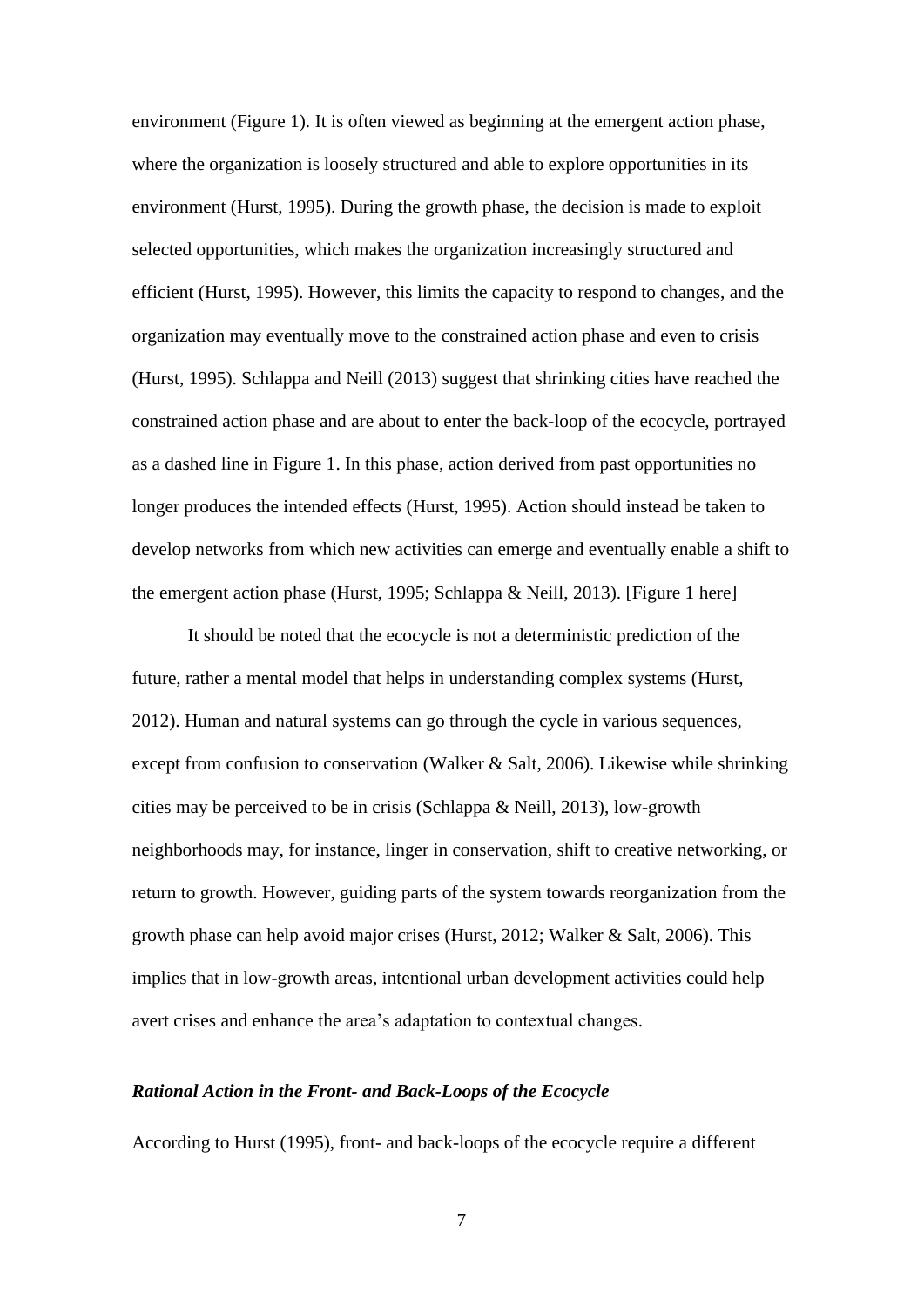environment (Figure 1). It is often viewed as beginning at the emergent action phase, where the organization is loosely structured and able to explore opportunities in its environment (Hurst, 1995). During the growth phase, the decision is made to exploit selected opportunities, which makes the organization increasingly structured and efficient (Hurst, 1995). However, this limits the capacity to respond to changes, and the organization may eventually move to the constrained action phase and even to crisis (Hurst, 1995). Schlappa and Neill (2013) suggest that shrinking cities have reached the constrained action phase and are about to enter the back-loop of the ecocycle, portrayed as a dashed line in Figure 1. In this phase, action derived from past opportunities no longer produces the intended effects (Hurst, 1995). Action should instead be taken to develop networks from which new activities can emerge and eventually enable a shift to the emergent action phase (Hurst, 1995; Schlappa & Neill, 2013). [Figure 1 here]

It should be noted that the ecocycle is not a deterministic prediction of the future, rather a mental model that helps in understanding complex systems (Hurst, 2012). Human and natural systems can go through the cycle in various sequences, except from confusion to conservation (Walker & Salt, 2006). Likewise while shrinking cities may be perceived to be in crisis (Schlappa & Neill, 2013), low-growth neighborhoods may, for instance, linger in conservation, shift to creative networking, or return to growth. However, guiding parts of the system towards reorganization from the growth phase can help avoid major crises (Hurst, 2012; Walker & Salt, 2006). This implies that in low-growth areas, intentional urban development activities could help avert crises and enhance the area's adaptation to contextual changes.

### *Rational Action in the Front- and Back-Loops of the Ecocycle*

According to Hurst (1995), front- and back-loops of the ecocycle require a different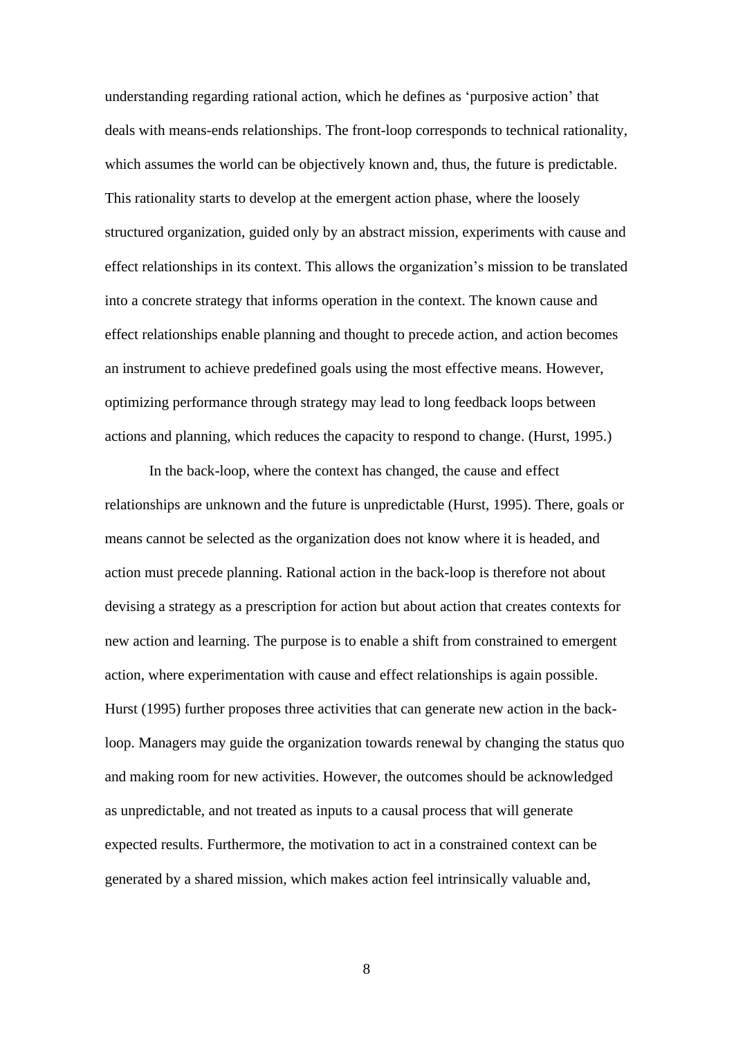understanding regarding rational action, which he defines as 'purposive action' that deals with means-ends relationships. The front-loop corresponds to technical rationality, which assumes the world can be objectively known and, thus, the future is predictable. This rationality starts to develop at the emergent action phase, where the loosely structured organization, guided only by an abstract mission, experiments with cause and effect relationships in its context. This allows the organization's mission to be translated into a concrete strategy that informs operation in the context. The known cause and effect relationships enable planning and thought to precede action, and action becomes an instrument to achieve predefined goals using the most effective means. However, optimizing performance through strategy may lead to long feedback loops between actions and planning, which reduces the capacity to respond to change. (Hurst, 1995.)

In the back-loop, where the context has changed, the cause and effect relationships are unknown and the future is unpredictable (Hurst, 1995). There, goals or means cannot be selected as the organization does not know where it is headed, and action must precede planning. Rational action in the back-loop is therefore not about devising a strategy as a prescription for action but about action that creates contexts for new action and learning. The purpose is to enable a shift from constrained to emergent action, where experimentation with cause and effect relationships is again possible. Hurst (1995) further proposes three activities that can generate new action in the back-loop. Managers may guide the organization towards renewal by changing the status quo and making room for new activities. However, the outcomes should be acknowledged as unpredictable, and not treated as inputs to a causal process that will generate expected results. Furthermore, the motivation to act in a constrained context can be generated by a shared mission, which makes action feel intrinsically valuable and,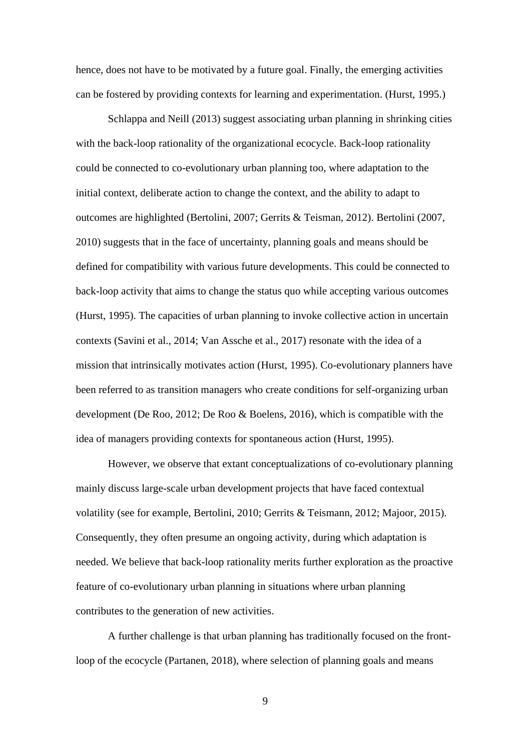hence, does not have to be motivated by a future goal. Finally, the emerging activities can be fostered by providing contexts for learning and experimentation. (Hurst, 1995.)

Schlappa and Neill (2013) suggest associating urban planning in shrinking cities with the back-loop rationality of the organizational ecocycle. Back-loop rationality could be connected to co-evolutionary urban planning too, where adaptation to the initial context, deliberate action to change the context, and the ability to adapt to outcomes are highlighted (Bertolini, 2007; Gerrits & Teisman, 2012). Bertolini (2007, 2010) suggests that in the face of uncertainty, planning goals and means should be defined for compatibility with various future developments. This could be connected to back-loop activity that aims to change the status quo while accepting various outcomes (Hurst, 1995). The capacities of urban planning to invoke collective action in uncertain contexts (Savini et al., 2014; Van Assche et al., 2017) resonate with the idea of a mission that intrinsically motivates action (Hurst, 1995). Co-evolutionary planners have been referred to as transition managers who create conditions for self-organizing urban development (De Roo, 2012; De Roo & Boelens, 2016), which is compatible with the idea of managers providing contexts for spontaneous action (Hurst, 1995).

However, we observe that extant conceptualizations of co-evolutionary planning mainly discuss large-scale urban development projects that have faced contextual volatility (see for example, Bertolini, 2010; Gerrits & Teismann, 2012; Majoor, 2015). Consequently, they often presume an ongoing activity, during which adaptation is needed. We believe that back-loop rationality merits further exploration as the proactive feature of co-evolutionary urban planning in situations where urban planning contributes to the generation of new activities.

A further challenge is that urban planning has traditionally focused on the front-loop of the ecocycle (Partanen, 2018), where selection of planning goals and means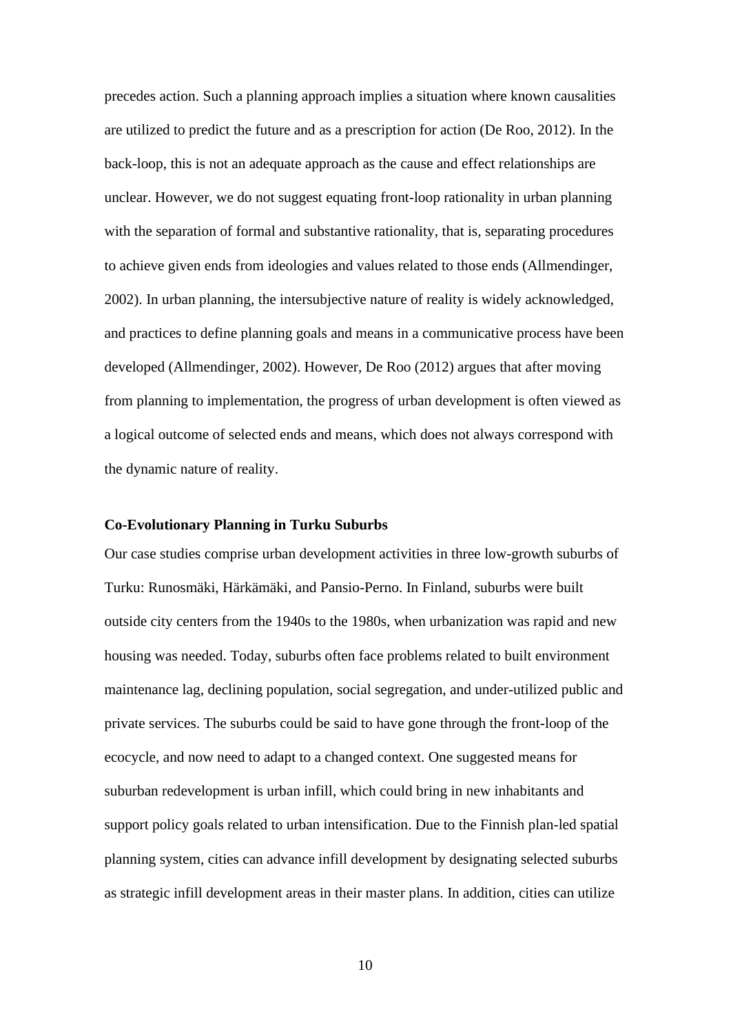precedes action. Such a planning approach implies a situation where known causalities are utilized to predict the future and as a prescription for action (De Roo, 2012). In the back-loop, this is not an adequate approach as the cause and effect relationships are unclear. However, we do not suggest equating front-loop rationality in urban planning with the separation of formal and substantive rationality, that is, separating procedures to achieve given ends from ideologies and values related to those ends (Allmendinger, 2002). In urban planning, the intersubjective nature of reality is widely acknowledged, and practices to define planning goals and means in a communicative process have been developed (Allmendinger, 2002). However, De Roo (2012) argues that after moving from planning to implementation, the progress of urban development is often viewed as a logical outcome of selected ends and means, which does not always correspond with the dynamic nature of reality.

**Co-Evolutionary Planning in Turku Suburbs**

Our case studies comprise urban development activities in three low-growth suburbs of Turku: Runosmäki, Härkämäki, and Pansio-Perno. In Finland, suburbs were built outside city centers from the 1940s to the 1980s, when urbanization was rapid and new housing was needed. Today, suburbs often face problems related to built environment maintenance lag, declining population, social segregation, and under-utilized public and private services. The suburbs could be said to have gone through the front-loop of the ecocycle, and now need to adapt to a changed context. One suggested means for suburban redevelopment is urban infill, which could bring in new inhabitants and support policy goals related to urban intensification. Due to the Finnish plan-led spatial planning system, cities can advance infill development by designating selected suburbs as strategic infill development areas in their master plans. In addition, cities can utilize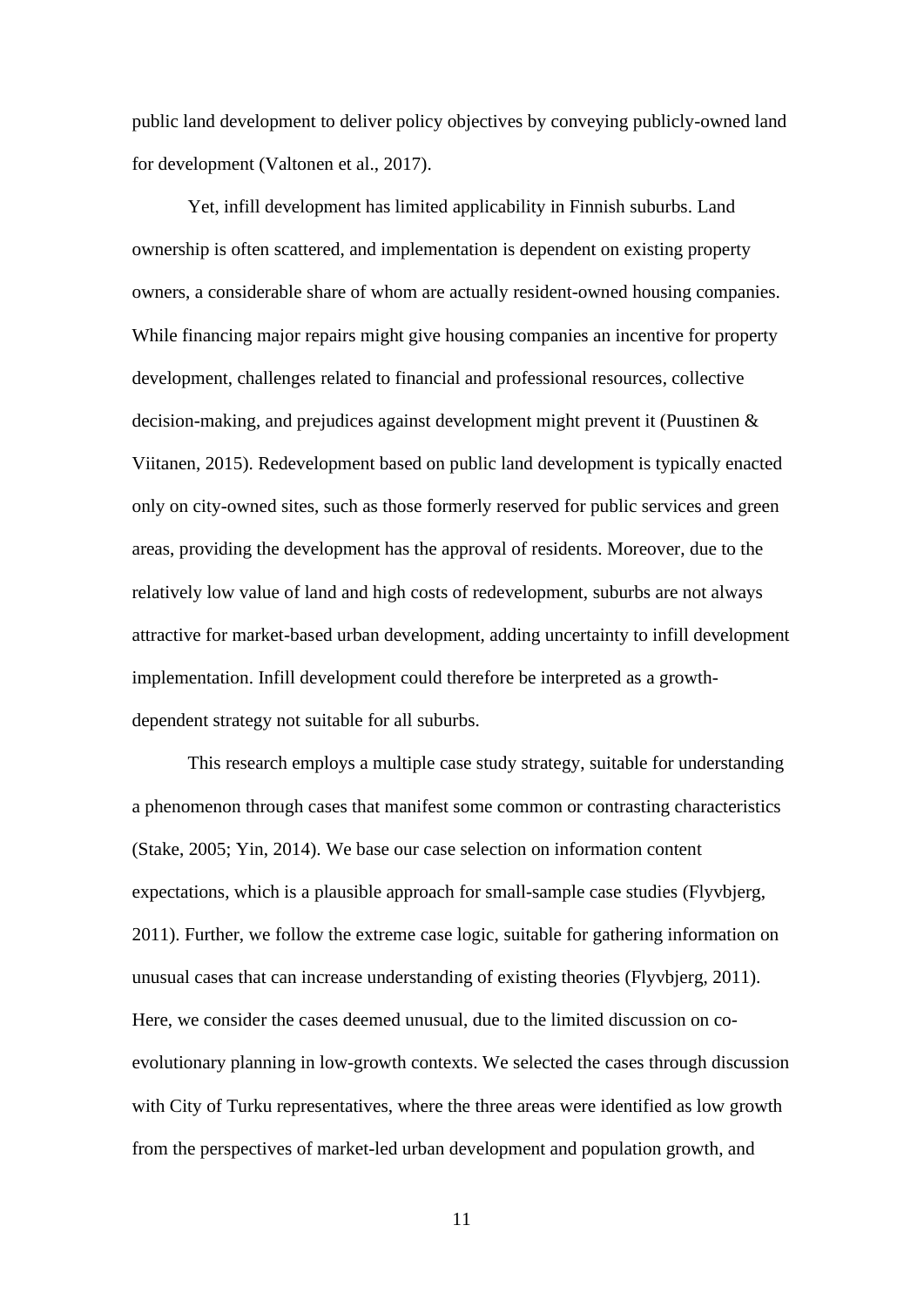public land development to deliver policy objectives by conveying publicly-owned land for development (Valtonen et al., 2017).

Yet, infill development has limited applicability in Finnish suburbs. Land ownership is often scattered, and implementation is dependent on existing property owners, a considerable share of whom are actually resident-owned housing companies. While financing major repairs might give housing companies an incentive for property development, challenges related to financial and professional resources, collective decision-making, and prejudices against development might prevent it (Puustinen & Viitanen, 2015). Redevelopment based on public land development is typically enacted only on city-owned sites, such as those formerly reserved for public services and green areas, providing the development has the approval of residents. Moreover, due to the relatively low value of land and high costs of redevelopment, suburbs are not always attractive for market-based urban development, adding uncertainty to infill development implementation. Infill development could therefore be interpreted as a growth-dependent strategy not suitable for all suburbs.

This research employs a multiple case study strategy, suitable for understanding a phenomenon through cases that manifest some common or contrasting characteristics (Stake, 2005; Yin, 2014). We base our case selection on information content expectations, which is a plausible approach for small-sample case studies (Flyvbjerg, 2011). Further, we follow the extreme case logic, suitable for gathering information on unusual cases that can increase understanding of existing theories (Flyvbjerg, 2011). Here, we consider the cases deemed unusual, due to the limited discussion on co-evolutionary planning in low-growth contexts. We selected the cases through discussion with City of Turku representatives, where the three areas were identified as low growth from the perspectives of market-led urban development and population growth, and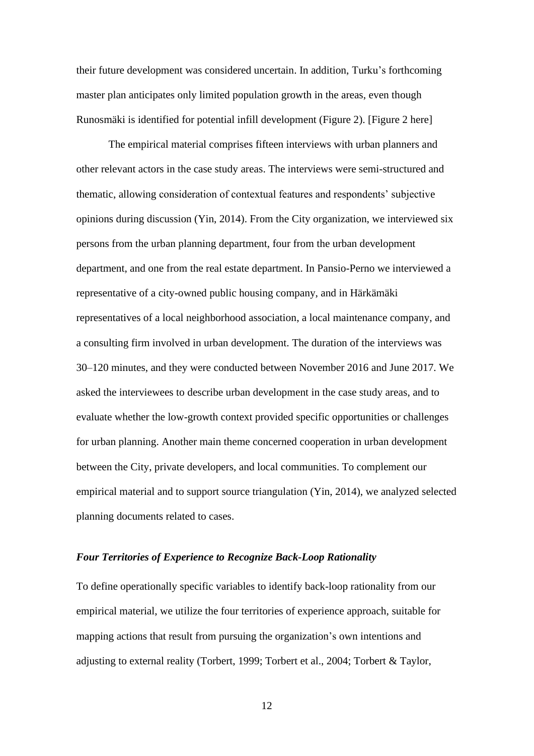their future development was considered uncertain. In addition, Turku's forthcoming master plan anticipates only limited population growth in the areas, even though Runosmäki is identified for potential infill development (Figure 2). [Figure 2 here]

The empirical material comprises fifteen interviews with urban planners and other relevant actors in the case study areas. The interviews were semi-structured and thematic, allowing consideration of contextual features and respondents' subjective opinions during discussion (Yin, 2014). From the City organization, we interviewed six persons from the urban planning department, four from the urban development department, and one from the real estate department. In Pansio-Perno we interviewed a representative of a city-owned public housing company, and in Härkämäki representatives of a local neighborhood association, a local maintenance company, and a consulting firm involved in urban development. The duration of the interviews was 30–120 minutes, and they were conducted between November 2016 and June 2017. We asked the interviewees to describe urban development in the case study areas, and to evaluate whether the low-growth context provided specific opportunities or challenges for urban planning. Another main theme concerned cooperation in urban development between the City, private developers, and local communities. To complement our empirical material and to support source triangulation (Yin, 2014), we analyzed selected planning documents related to cases.

### *Four Territories of Experience to Recognize Back-Loop Rationality*

To define operationally specific variables to identify back-loop rationality from our empirical material, we utilize the four territories of experience approach, suitable for mapping actions that result from pursuing the organization's own intentions and adjusting to external reality (Torbert, 1999; Torbert et al., 2004; Torbert & Taylor,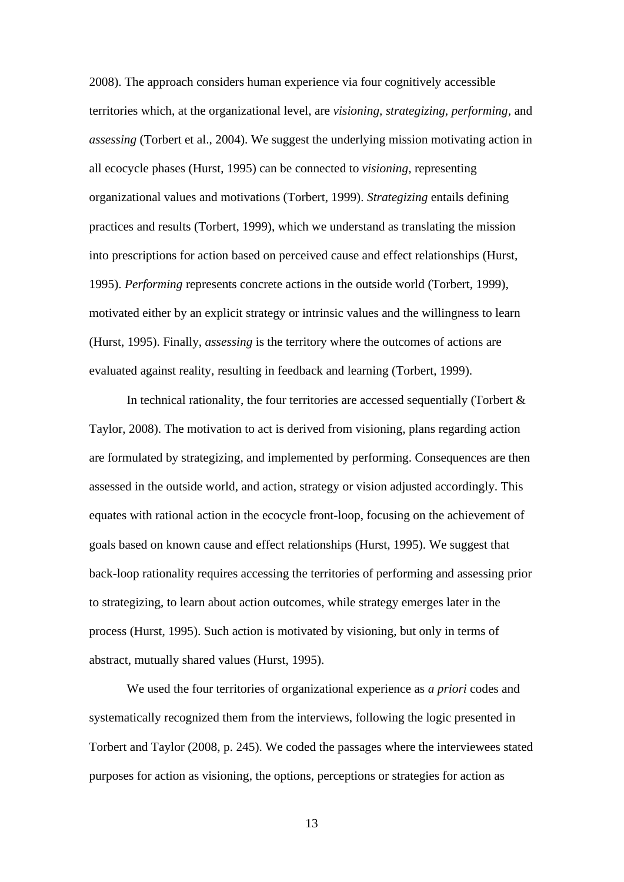2008). The approach considers human experience via four cognitively accessible territories which, at the organizational level, are *visioning*, *strategizing*, *performing*, and *assessing* (Torbert et al., 2004). We suggest the underlying mission motivating action in all ecocycle phases (Hurst, 1995) can be connected to *visioning*, representing organizational values and motivations (Torbert, 1999). *Strategizing* entails defining practices and results (Torbert, 1999), which we understand as translating the mission into prescriptions for action based on perceived cause and effect relationships (Hurst, 1995). *Performing* represents concrete actions in the outside world (Torbert, 1999), motivated either by an explicit strategy or intrinsic values and the willingness to learn (Hurst, 1995). Finally, *assessing* is the territory where the outcomes of actions are evaluated against reality, resulting in feedback and learning (Torbert, 1999).

In technical rationality, the four territories are accessed sequentially (Torbert & Taylor, 2008). The motivation to act is derived from visioning, plans regarding action are formulated by strategizing, and implemented by performing. Consequences are then assessed in the outside world, and action, strategy or vision adjusted accordingly. This equates with rational action in the ecocycle front-loop, focusing on the achievement of goals based on known cause and effect relationships (Hurst, 1995). We suggest that back-loop rationality requires accessing the territories of performing and assessing prior to strategizing, to learn about action outcomes, while strategy emerges later in the process (Hurst, 1995). Such action is motivated by visioning, but only in terms of abstract, mutually shared values (Hurst, 1995).

We used the four territories of organizational experience as *a priori* codes and systematically recognized them from the interviews, following the logic presented in Torbert and Taylor (2008, p. 245). We coded the passages where the interviewees stated purposes for action as visioning, the options, perceptions or strategies for action as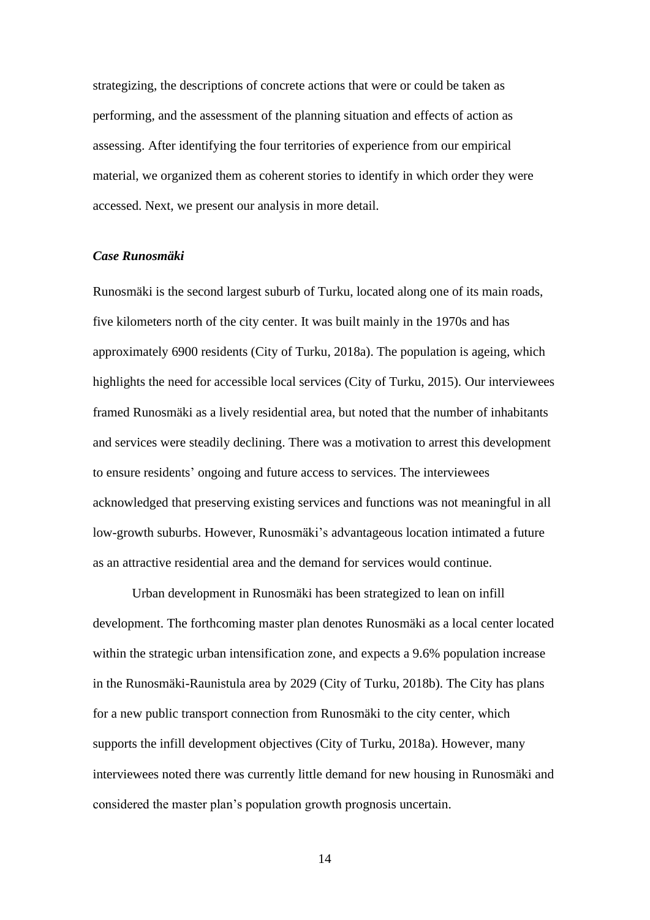strategizing, the descriptions of concrete actions that were or could be taken as performing, and the assessment of the planning situation and effects of action as assessing. After identifying the four territories of experience from our empirical material, we organized them as coherent stories to identify in which order they were accessed. Next, we present our analysis in more detail.

### *Case Runosmäki*

Runosmäki is the second largest suburb of Turku, located along one of its main roads, five kilometers north of the city center. It was built mainly in the 1970s and has approximately 6900 residents (City of Turku, 2018a). The population is ageing, which highlights the need for accessible local services (City of Turku, 2015). Our interviewees framed Runosmäki as a lively residential area, but noted that the number of inhabitants and services were steadily declining. There was a motivation to arrest this development to ensure residents' ongoing and future access to services. The interviewees acknowledged that preserving existing services and functions was not meaningful in all low-growth suburbs. However, Runosmäki's advantageous location intimated a future as an attractive residential area and the demand for services would continue.

Urban development in Runosmäki has been strategized to lean on infill development. The forthcoming master plan denotes Runosmäki as a local center located within the strategic urban intensification zone, and expects a 9.6% population increase in the Runosmäki-Raunistula area by 2029 (City of Turku, 2018b). The City has plans for a new public transport connection from Runosmäki to the city center, which supports the infill development objectives (City of Turku, 2018a). However, many interviewees noted there was currently little demand for new housing in Runosmäki and considered the master plan's population growth prognosis uncertain.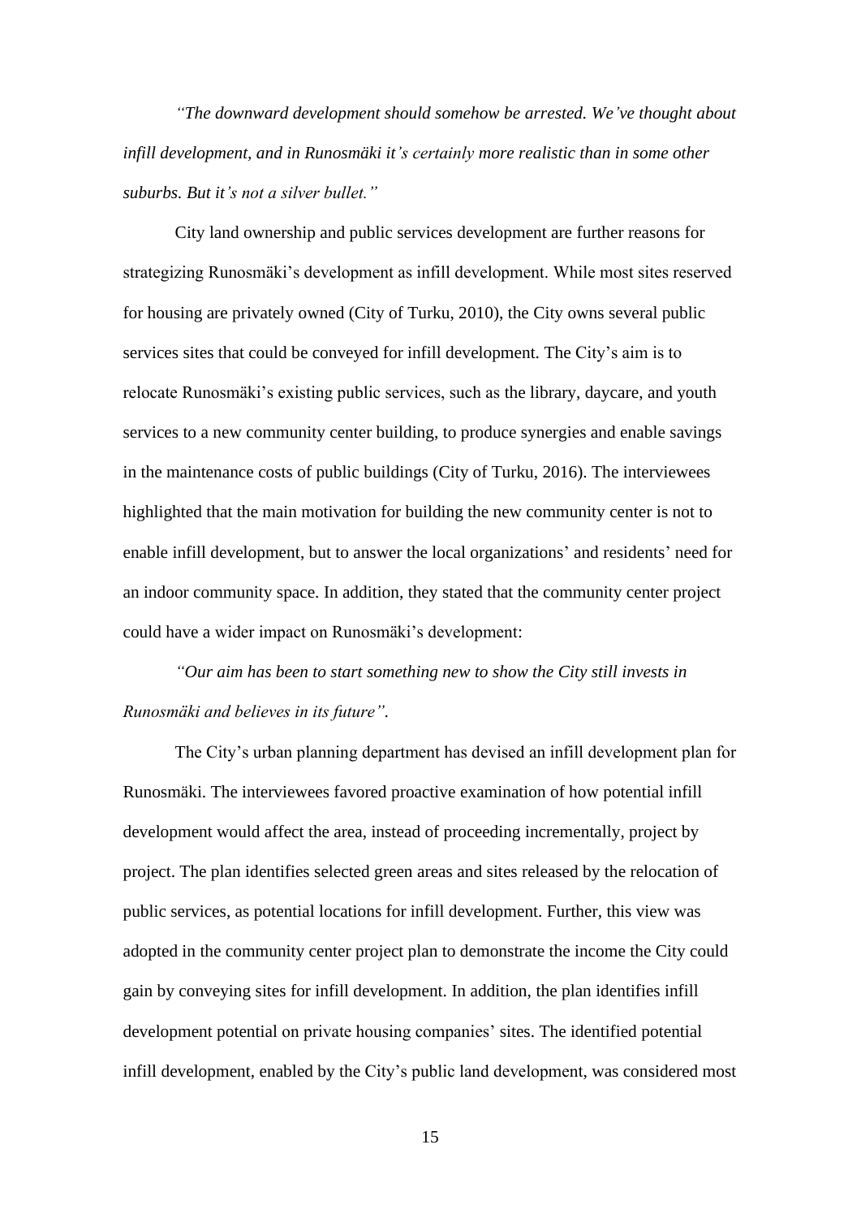*"The downward development should somehow be arrested. We've thought about infill development, and in Runosmäki it's certainly more realistic than in some other suburbs. But it's not a silver bullet."*

City land ownership and public services development are further reasons for strategizing Runosmäki's development as infill development. While most sites reserved for housing are privately owned (City of Turku, 2010), the City owns several public services sites that could be conveyed for infill development. The City's aim is to relocate Runosmäki's existing public services, such as the library, daycare, and youth services to a new community center building, to produce synergies and enable savings in the maintenance costs of public buildings (City of Turku, 2016). The interviewees highlighted that the main motivation for building the new community center is not to enable infill development, but to answer the local organizations' and residents' need for an indoor community space. In addition, they stated that the community center project could have a wider impact on Runosmäki's development:

*"Our aim has been to start something new to show the City still invests in Runosmäki and believes in its future".*

The City's urban planning department has devised an infill development plan for Runosmäki. The interviewees favored proactive examination of how potential infill development would affect the area, instead of proceeding incrementally, project by project. The plan identifies selected green areas and sites released by the relocation of public services, as potential locations for infill development. Further, this view was adopted in the community center project plan to demonstrate the income the City could gain by conveying sites for infill development. In addition, the plan identifies infill development potential on private housing companies' sites. The identified potential infill development, enabled by the City's public land development, was considered most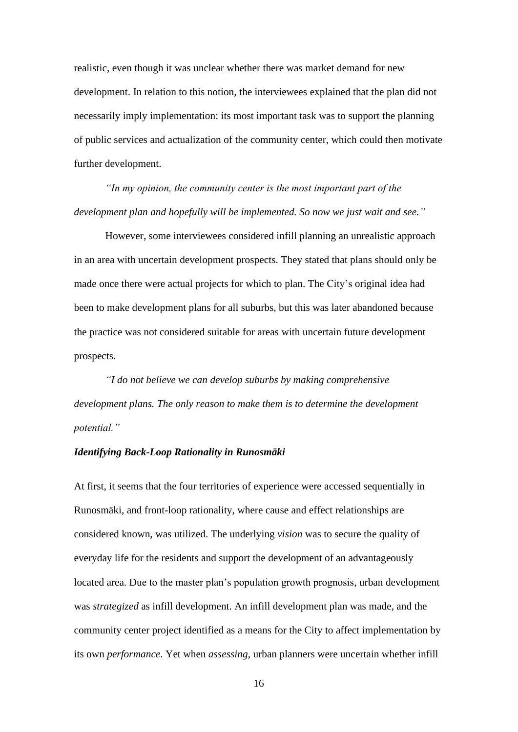realistic, even though it was unclear whether there was market demand for new development. In relation to this notion, the interviewees explained that the plan did not necessarily imply implementation: its most important task was to support the planning of public services and actualization of the community center, which could then motivate further development.

*"In my opinion, the community center is the most important part of the development plan and hopefully will be implemented. So now we just wait and see."*

However, some interviewees considered infill planning an unrealistic approach in an area with uncertain development prospects. They stated that plans should only be made once there were actual projects for which to plan. The City's original idea had been to make development plans for all suburbs, but this was later abandoned because the practice was not considered suitable for areas with uncertain future development prospects.

*"I do not believe we can develop suburbs by making comprehensive development plans. The only reason to make them is to determine the development potential."*

***Identifying Back-Loop Rationality in Runosmäki***

At first, it seems that the four territories of experience were accessed sequentially in Runosmäki, and front-loop rationality, where cause and effect relationships are considered known, was utilized. The underlying *vision* was to secure the quality of everyday life for the residents and support the development of an advantageously located area. Due to the master plan's population growth prognosis, urban development was *strategized* as infill development. An infill development plan was made, and the community center project identified as a means for the City to affect implementation by its own *performance*. Yet when *assessing*, urban planners were uncertain whether infill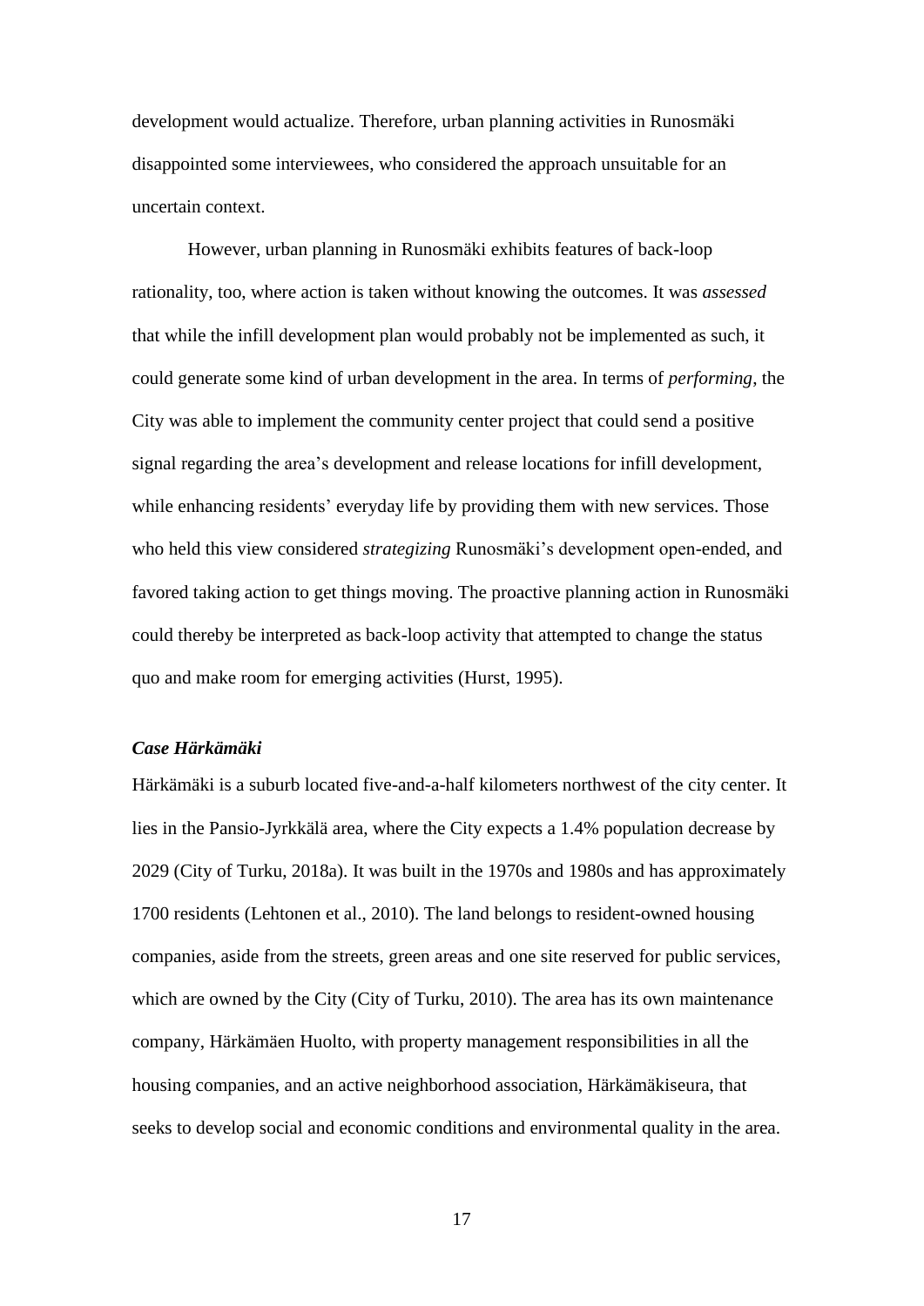development would actualize. Therefore, urban planning activities in Runosmäki disappointed some interviewees, who considered the approach unsuitable for an uncertain context.

However, urban planning in Runosmäki exhibits features of back-loop rationality, too, where action is taken without knowing the outcomes. It was *assessed* that while the infill development plan would probably not be implemented as such, it could generate some kind of urban development in the area. In terms of *performing*, the City was able to implement the community center project that could send a positive signal regarding the area's development and release locations for infill development, while enhancing residents' everyday life by providing them with new services. Those who held this view considered *strategizing* Runosmäki's development open-ended, and favored taking action to get things moving. The proactive planning action in Runosmäki could thereby be interpreted as back-loop activity that attempted to change the status quo and make room for emerging activities (Hurst, 1995).

### *Case Härkämäki*

Härkämäki is a suburb located five-and-a-half kilometers northwest of the city center. It lies in the Pansio-Jyrkkälä area, where the City expects a 1.4% population decrease by 2029 (City of Turku, 2018a). It was built in the 1970s and 1980s and has approximately 1700 residents (Lehtonen et al., 2010). The land belongs to resident-owned housing companies, aside from the streets, green areas and one site reserved for public services, which are owned by the City (City of Turku, 2010). The area has its own maintenance company, Härkämäen Huolto, with property management responsibilities in all the housing companies, and an active neighborhood association, Härkämäkiseura, that seeks to develop social and economic conditions and environmental quality in the area.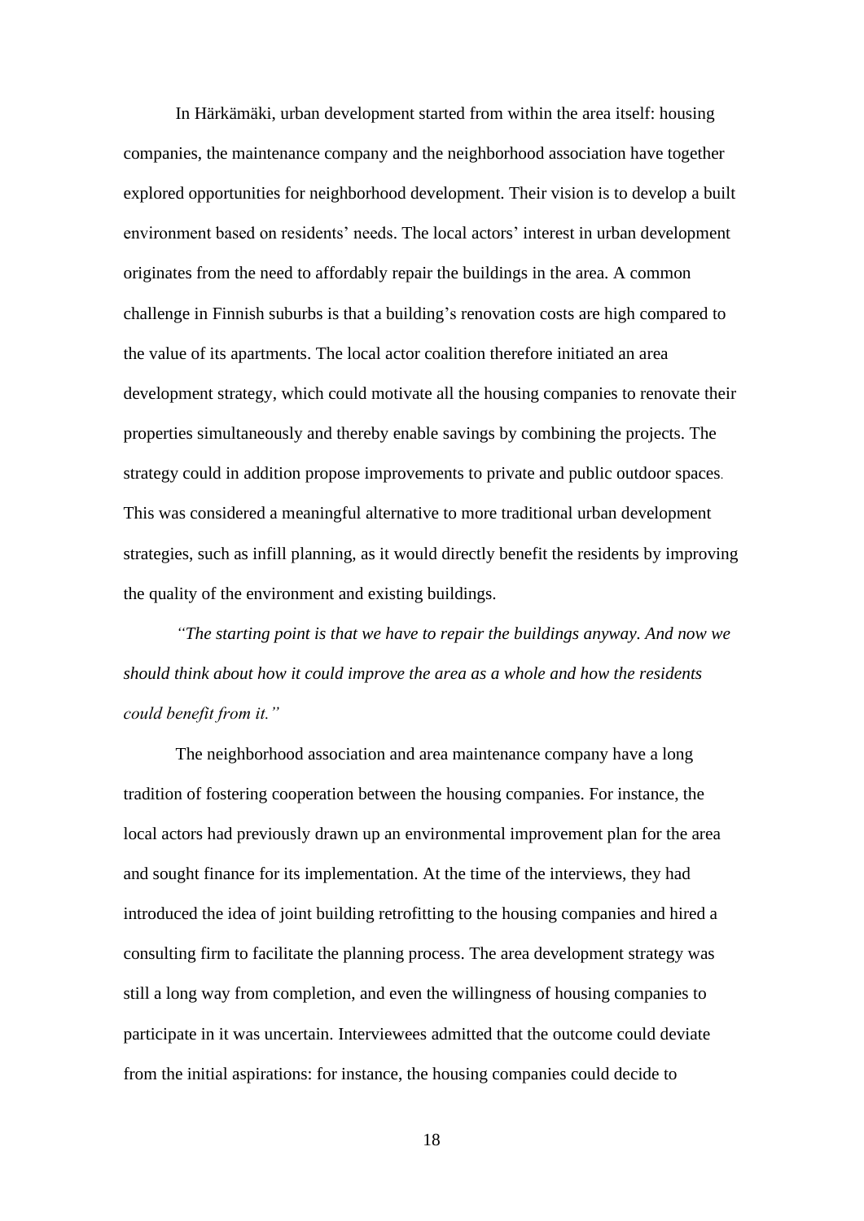In Härkämäki, urban development started from within the area itself: housing companies, the maintenance company and the neighborhood association have together explored opportunities for neighborhood development. Their vision is to develop a built environment based on residents' needs. The local actors' interest in urban development originates from the need to affordably repair the buildings in the area. A common challenge in Finnish suburbs is that a building's renovation costs are high compared to the value of its apartments. The local actor coalition therefore initiated an area development strategy, which could motivate all the housing companies to renovate their properties simultaneously and thereby enable savings by combining the projects. The strategy could in addition propose improvements to private and public outdoor spaces. This was considered a meaningful alternative to more traditional urban development strategies, such as infill planning, as it would directly benefit the residents by improving the quality of the environment and existing buildings.

*"The starting point is that we have to repair the buildings anyway. And now we should think about how it could improve the area as a whole and how the residents could benefit from it."*

The neighborhood association and area maintenance company have a long tradition of fostering cooperation between the housing companies. For instance, the local actors had previously drawn up an environmental improvement plan for the area and sought finance for its implementation. At the time of the interviews, they had introduced the idea of joint building retrofitting to the housing companies and hired a consulting firm to facilitate the planning process. The area development strategy was still a long way from completion, and even the willingness of housing companies to participate in it was uncertain. Interviewees admitted that the outcome could deviate from the initial aspirations: for instance, the housing companies could decide to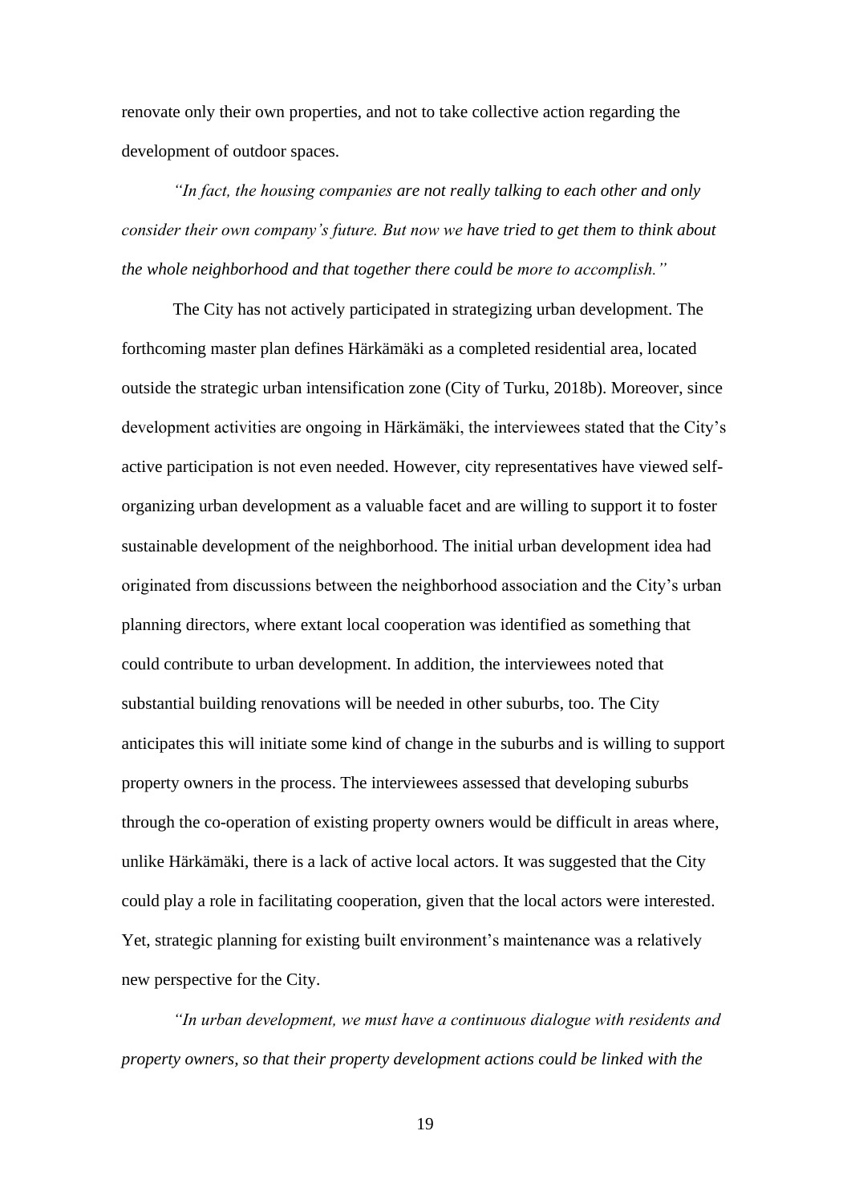renovate only their own properties, and not to take collective action regarding the development of outdoor spaces.

*"In fact, the housing companies are not really talking to each other and only consider their own company's future. But now we have tried to get them to think about the whole neighborhood and that together there could be more to accomplish."*

The City has not actively participated in strategizing urban development. The forthcoming master plan defines Härkämäki as a completed residential area, located outside the strategic urban intensification zone (City of Turku, 2018b). Moreover, since development activities are ongoing in Härkämäki, the interviewees stated that the City's active participation is not even needed. However, city representatives have viewed self-organizing urban development as a valuable facet and are willing to support it to foster sustainable development of the neighborhood. The initial urban development idea had originated from discussions between the neighborhood association and the City's urban planning directors, where extant local cooperation was identified as something that could contribute to urban development. In addition, the interviewees noted that substantial building renovations will be needed in other suburbs, too. The City anticipates this will initiate some kind of change in the suburbs and is willing to support property owners in the process. The interviewees assessed that developing suburbs through the co-operation of existing property owners would be difficult in areas where, unlike Härkämäki, there is a lack of active local actors. It was suggested that the City could play a role in facilitating cooperation, given that the local actors were interested. Yet, strategic planning for existing built environment's maintenance was a relatively new perspective for the City.

*"In urban development, we must have a continuous dialogue with residents and property owners, so that their property development actions could be linked with the*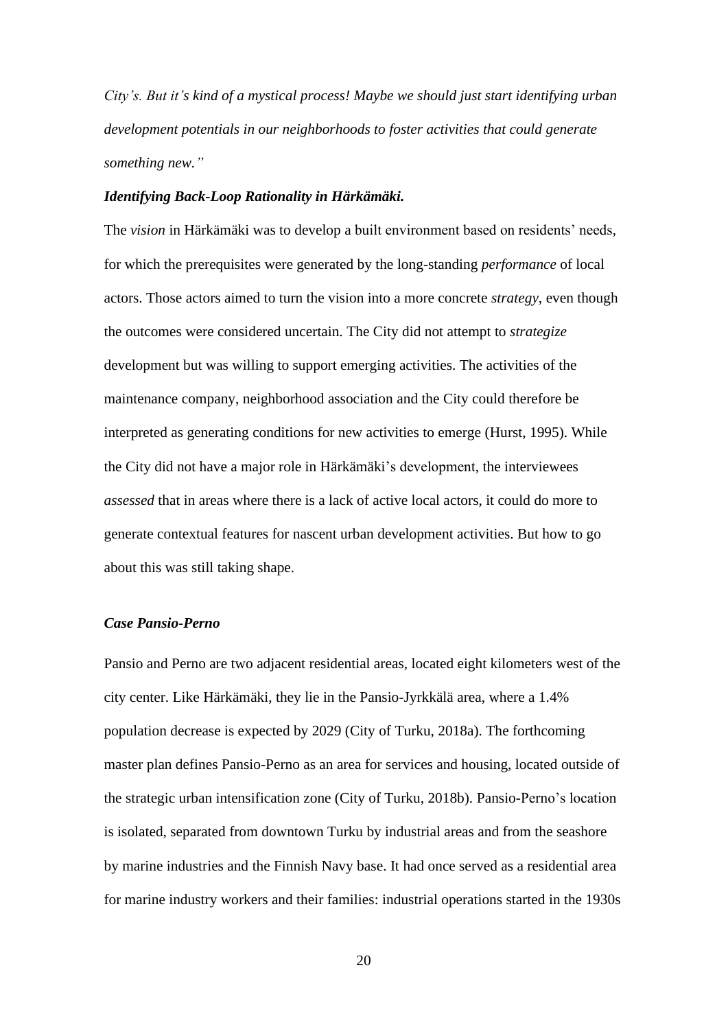*City's. But it's kind of a mystical process! Maybe we should just start identifying urban development potentials in our neighborhoods to foster activities that could generate something new."*

***Identifying Back-Loop Rationality in Härkämäki.***

The *vision* in Härkämäki was to develop a built environment based on residents' needs, for which the prerequisites were generated by the long-standing *performance* of local actors. Those actors aimed to turn the vision into a more concrete *strategy*, even though the outcomes were considered uncertain. The City did not attempt to *strategize* development but was willing to support emerging activities. The activities of the maintenance company, neighborhood association and the City could therefore be interpreted as generating conditions for new activities to emerge (Hurst, 1995). While the City did not have a major role in Härkämäki's development, the interviewees *assessed* that in areas where there is a lack of active local actors, it could do more to generate contextual features for nascent urban development activities. But how to go about this was still taking shape.

### *Case Pansio-Perno*

Pansio and Perno are two adjacent residential areas, located eight kilometers west of the city center. Like Härkämäki, they lie in the Pansio-Jyrkkälä area, where a 1.4% population decrease is expected by 2029 (City of Turku, 2018a). The forthcoming master plan defines Pansio-Perno as an area for services and housing, located outside of the strategic urban intensification zone (City of Turku, 2018b). Pansio-Perno's location is isolated, separated from downtown Turku by industrial areas and from the seashore by marine industries and the Finnish Navy base. It had once served as a residential area for marine industry workers and their families: industrial operations started in the 1930s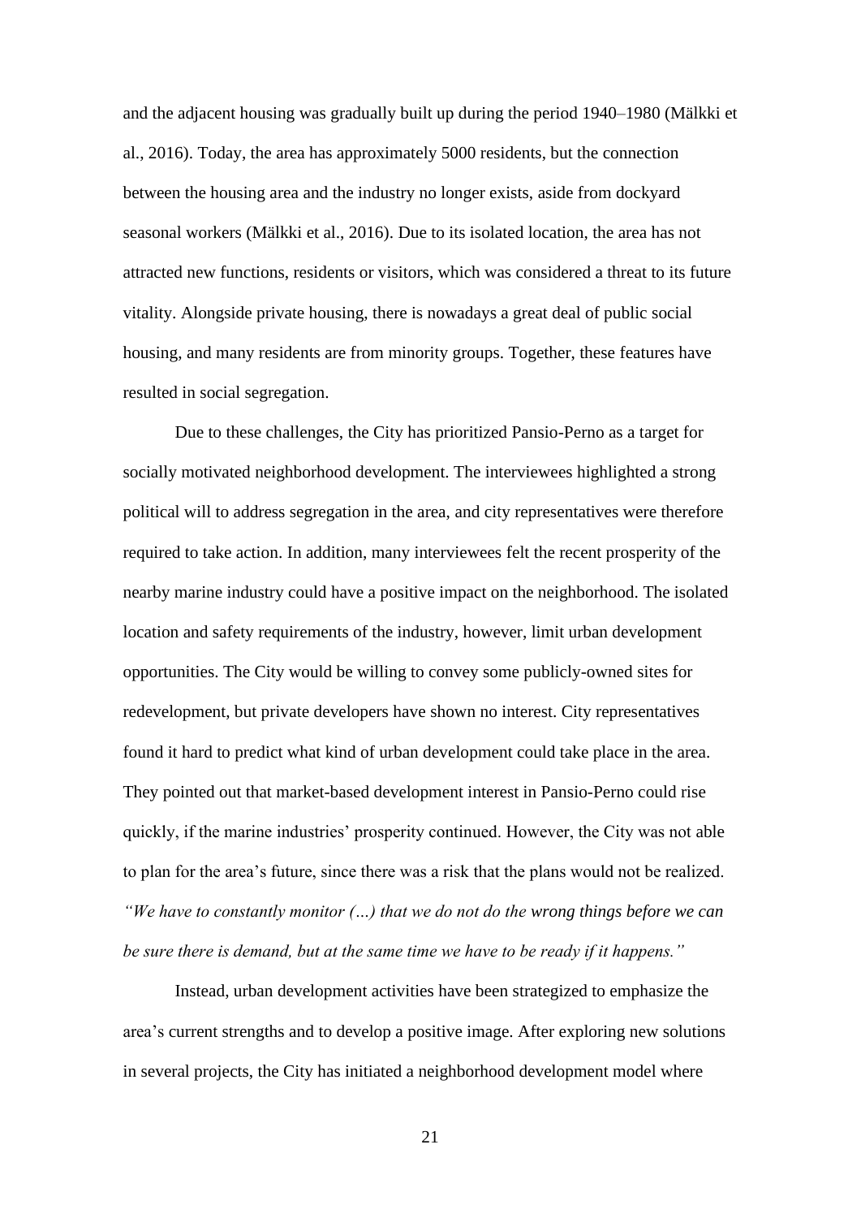and the adjacent housing was gradually built up during the period 1940–1980 (Mälkki et al., 2016). Today, the area has approximately 5000 residents, but the connection between the housing area and the industry no longer exists, aside from dockyard seasonal workers (Mälkki et al., 2016). Due to its isolated location, the area has not attracted new functions, residents or visitors, which was considered a threat to its future vitality. Alongside private housing, there is nowadays a great deal of public social housing, and many residents are from minority groups. Together, these features have resulted in social segregation.

Due to these challenges, the City has prioritized Pansio-Perno as a target for socially motivated neighborhood development. The interviewees highlighted a strong political will to address segregation in the area, and city representatives were therefore required to take action. In addition, many interviewees felt the recent prosperity of the nearby marine industry could have a positive impact on the neighborhood. The isolated location and safety requirements of the industry, however, limit urban development opportunities. The City would be willing to convey some publicly-owned sites for redevelopment, but private developers have shown no interest. City representatives found it hard to predict what kind of urban development could take place in the area. They pointed out that market-based development interest in Pansio-Perno could rise quickly, if the marine industries' prosperity continued. However, the City was not able to plan for the area's future, since there was a risk that the plans would not be realized. *"We have to constantly monitor (...) that we do not do the wrong things before we can be sure there is demand, but at the same time we have to be ready if it happens."*

Instead, urban development activities have been strategized to emphasize the area's current strengths and to develop a positive image. After exploring new solutions in several projects, the City has initiated a neighborhood development model where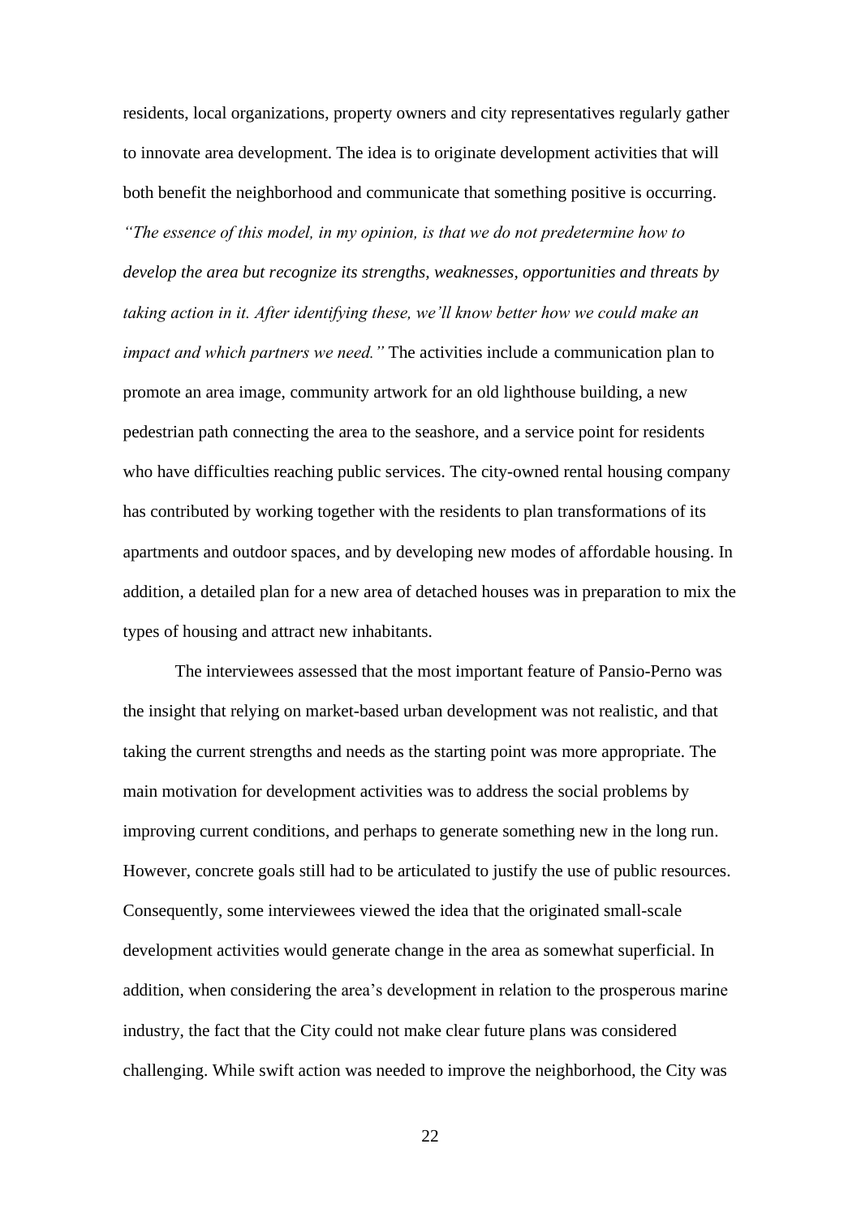residents, local organizations, property owners and city representatives regularly gather to innovate area development. The idea is to originate development activities that will both benefit the neighborhood and communicate that something positive is occurring. *"The essence of this model, in my opinion, is that we do not predetermine how to develop the area but recognize its strengths, weaknesses, opportunities and threats by taking action in it. After identifying these, we'll know better how we could make an impact and which partners we need."* The activities include a communication plan to promote an area image, community artwork for an old lighthouse building, a new pedestrian path connecting the area to the seashore, and a service point for residents who have difficulties reaching public services. The city-owned rental housing company has contributed by working together with the residents to plan transformations of its apartments and outdoor spaces, and by developing new modes of affordable housing. In addition, a detailed plan for a new area of detached houses was in preparation to mix the types of housing and attract new inhabitants.

The interviewees assessed that the most important feature of Pansio-Perno was the insight that relying on market-based urban development was not realistic, and that taking the current strengths and needs as the starting point was more appropriate. The main motivation for development activities was to address the social problems by improving current conditions, and perhaps to generate something new in the long run. However, concrete goals still had to be articulated to justify the use of public resources. Consequently, some interviewees viewed the idea that the originated small-scale development activities would generate change in the area as somewhat superficial. In addition, when considering the area's development in relation to the prosperous marine industry, the fact that the City could not make clear future plans was considered challenging. While swift action was needed to improve the neighborhood, the City was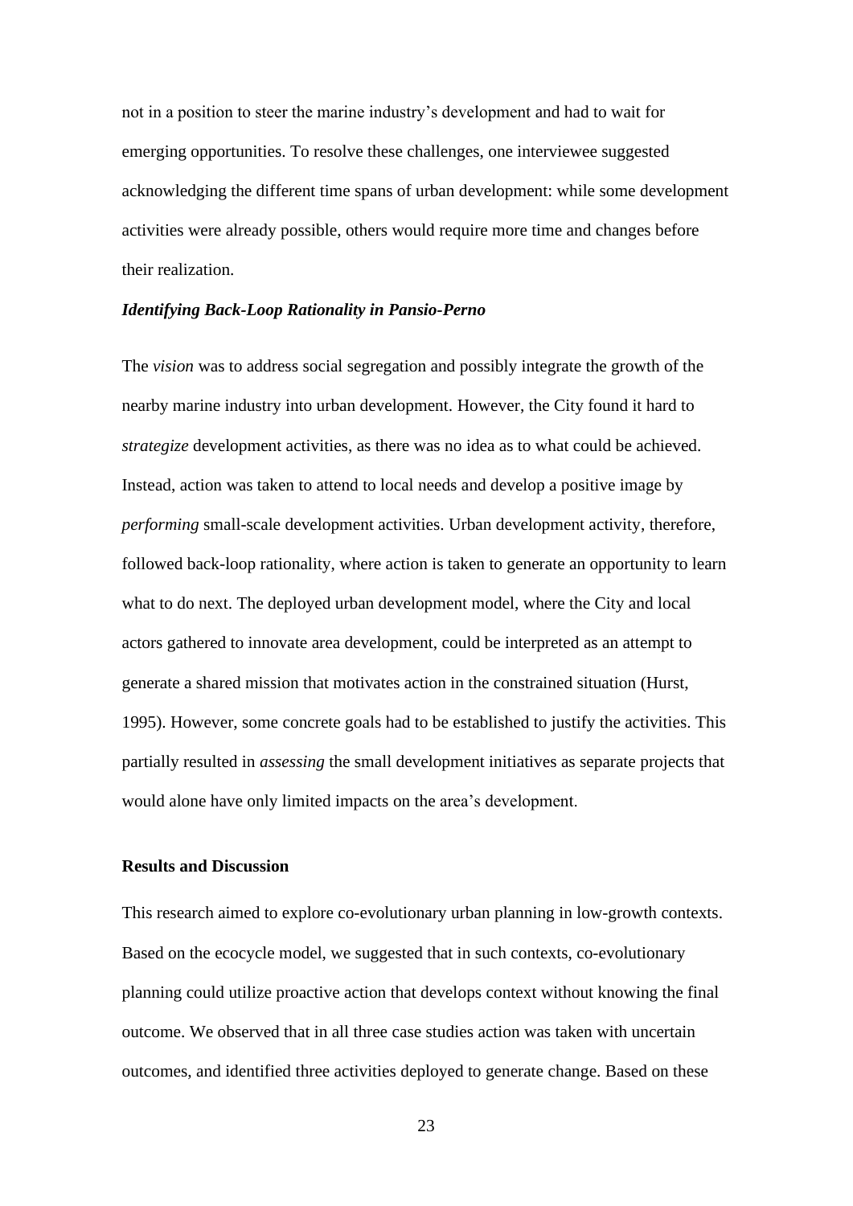not in a position to steer the marine industry's development and had to wait for emerging opportunities. To resolve these challenges, one interviewee suggested acknowledging the different time spans of urban development: while some development activities were already possible, others would require more time and changes before their realization.

### *Identifying Back-Loop Rationality in Pansio-Perno*

The *vision* was to address social segregation and possibly integrate the growth of the nearby marine industry into urban development. However, the City found it hard to *strategize* development activities, as there was no idea as to what could be achieved. Instead, action was taken to attend to local needs and develop a positive image by *performing* small-scale development activities. Urban development activity, therefore, followed back-loop rationality, where action is taken to generate an opportunity to learn what to do next. The deployed urban development model, where the City and local actors gathered to innovate area development, could be interpreted as an attempt to generate a shared mission that motivates action in the constrained situation (Hurst, 1995). However, some concrete goals had to be established to justify the activities. This partially resulted in *assessing* the small development initiatives as separate projects that would alone have only limited impacts on the area's development.

## Results and Discussion

This research aimed to explore co-evolutionary urban planning in low-growth contexts. Based on the ecocycle model, we suggested that in such contexts, co-evolutionary planning could utilize proactive action that develops context without knowing the final outcome. We observed that in all three case studies action was taken with uncertain outcomes, and identified three activities deployed to generate change. Based on these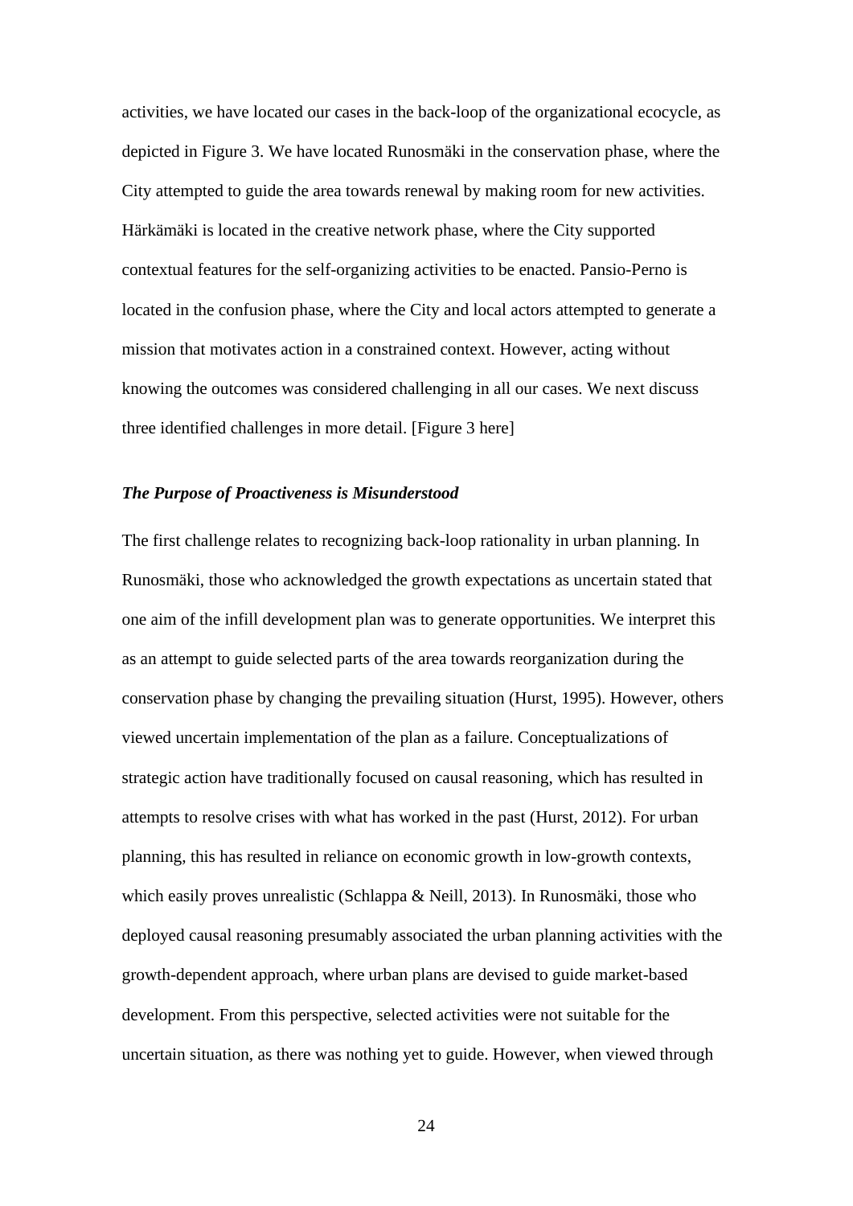activities, we have located our cases in the back-loop of the organizational ecocycle, as depicted in Figure 3. We have located Runosmäki in the conservation phase, where the City attempted to guide the area towards renewal by making room for new activities. Härkämäki is located in the creative network phase, where the City supported contextual features for the self-organizing activities to be enacted. Pansio-Perno is located in the confusion phase, where the City and local actors attempted to generate a mission that motivates action in a constrained context. However, acting without knowing the outcomes was considered challenging in all our cases. We next discuss three identified challenges in more detail. [Figure 3 here]

### *The Purpose of Proactiveness is Misunderstood*

The first challenge relates to recognizing back-loop rationality in urban planning. In Runosmäki, those who acknowledged the growth expectations as uncertain stated that one aim of the infill development plan was to generate opportunities. We interpret this as an attempt to guide selected parts of the area towards reorganization during the conservation phase by changing the prevailing situation (Hurst, 1995). However, others viewed uncertain implementation of the plan as a failure. Conceptualizations of strategic action have traditionally focused on causal reasoning, which has resulted in attempts to resolve crises with what has worked in the past (Hurst, 2012). For urban planning, this has resulted in reliance on economic growth in low-growth contexts, which easily proves unrealistic (Schlappa & Neill, 2013). In Runosmäki, those who deployed causal reasoning presumably associated the urban planning activities with the growth-dependent approach, where urban plans are devised to guide market-based development. From this perspective, selected activities were not suitable for the uncertain situation, as there was nothing yet to guide. However, when viewed through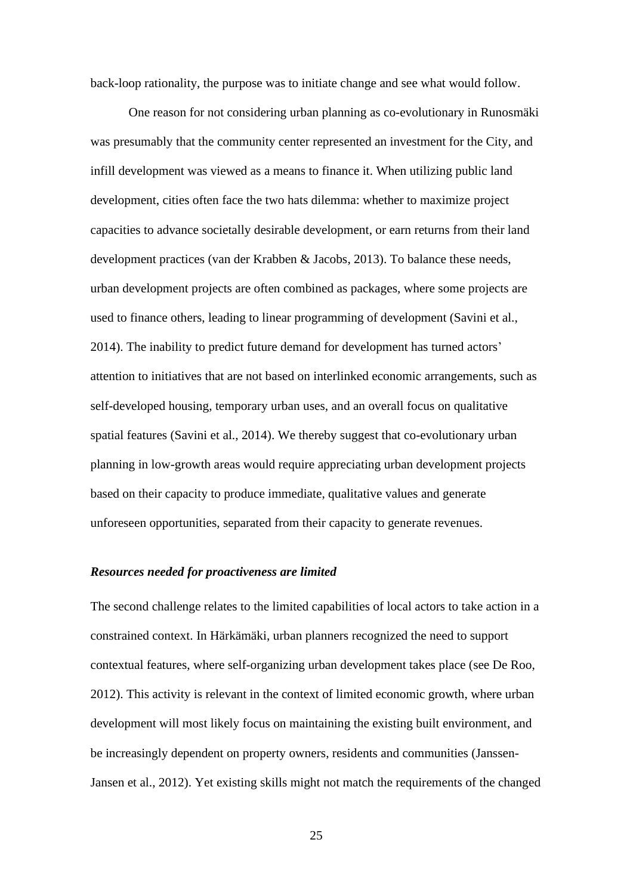back-loop rationality, the purpose was to initiate change and see what would follow.

One reason for not considering urban planning as co-evolutionary in Runosmäki was presumably that the community center represented an investment for the City, and infill development was viewed as a means to finance it. When utilizing public land development, cities often face the two hats dilemma: whether to maximize project capacities to advance societally desirable development, or earn returns from their land development practices (van der Krabben & Jacobs, 2013). To balance these needs, urban development projects are often combined as packages, where some projects are used to finance others, leading to linear programming of development (Savini et al., 2014). The inability to predict future demand for development has turned actors' attention to initiatives that are not based on interlinked economic arrangements, such as self-developed housing, temporary urban uses, and an overall focus on qualitative spatial features (Savini et al., 2014). We thereby suggest that co-evolutionary urban planning in low-growth areas would require appreciating urban development projects based on their capacity to produce immediate, qualitative values and generate unforeseen opportunities, separated from their capacity to generate revenues.

### *Resources needed for proactiveness are limited*

The second challenge relates to the limited capabilities of local actors to take action in a constrained context. In Härkämäki, urban planners recognized the need to support contextual features, where self-organizing urban development takes place (see De Roo, 2012). This activity is relevant in the context of limited economic growth, where urban development will most likely focus on maintaining the existing built environment, and be increasingly dependent on property owners, residents and communities (Janssen-Jansen et al., 2012). Yet existing skills might not match the requirements of the changed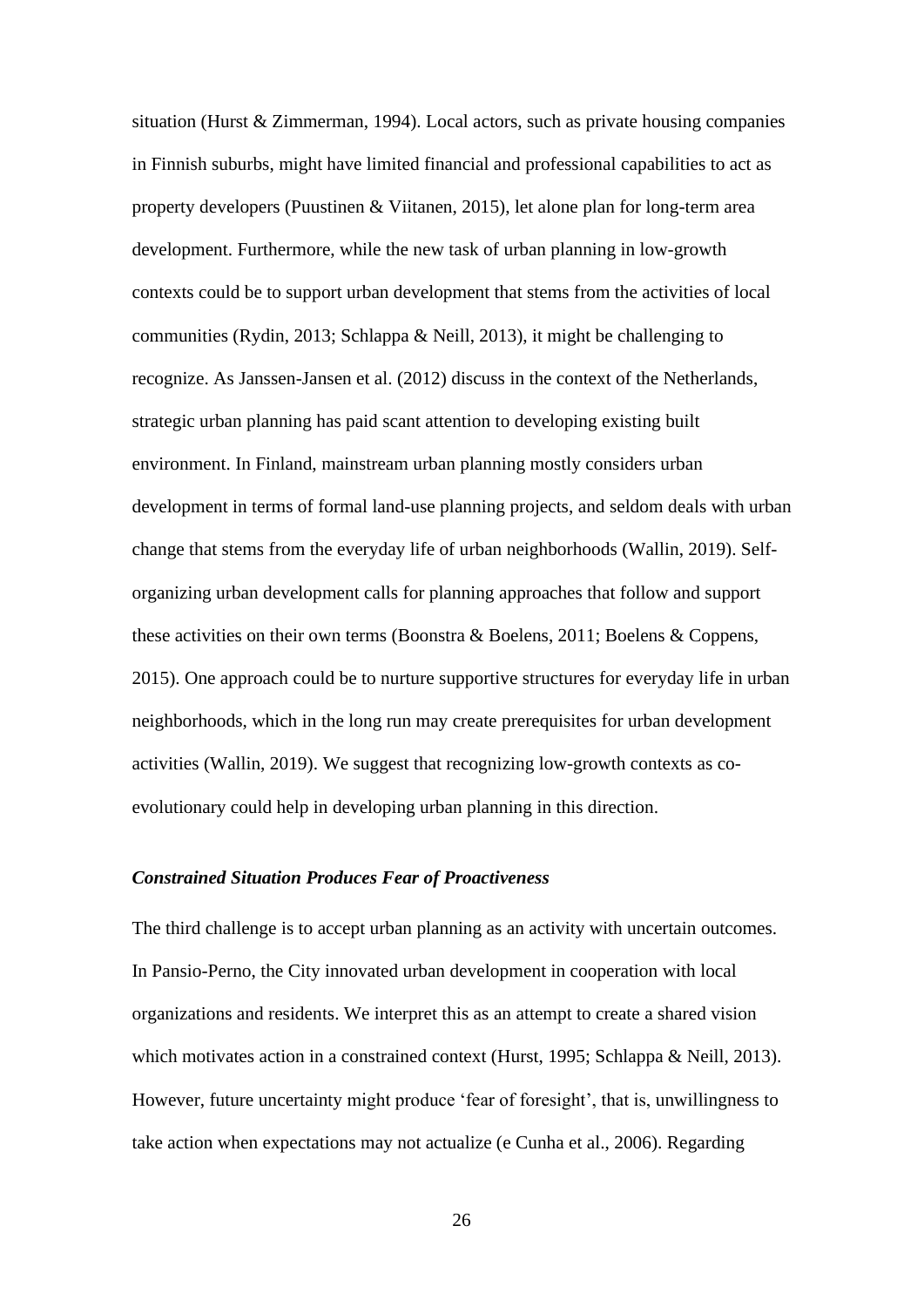situation (Hurst & Zimmerman, 1994). Local actors, such as private housing companies in Finnish suburbs, might have limited financial and professional capabilities to act as property developers (Puustinen & Viitanen, 2015), let alone plan for long-term area development. Furthermore, while the new task of urban planning in low-growth contexts could be to support urban development that stems from the activities of local communities (Rydin, 2013; Schlappa & Neill, 2013), it might be challenging to recognize. As Janssen-Jansen et al. (2012) discuss in the context of the Netherlands, strategic urban planning has paid scant attention to developing existing built environment. In Finland, mainstream urban planning mostly considers urban development in terms of formal land-use planning projects, and seldom deals with urban change that stems from the everyday life of urban neighborhoods (Wallin, 2019). Self-organizing urban development calls for planning approaches that follow and support these activities on their own terms (Boonstra & Boelens, 2011; Boelens & Coppens, 2015). One approach could be to nurture supportive structures for everyday life in urban neighborhoods, which in the long run may create prerequisites for urban development activities (Wallin, 2019). We suggest that recognizing low-growth contexts as co-evolutionary could help in developing urban planning in this direction.

### *Constrained Situation Produces Fear of Proactiveness*

The third challenge is to accept urban planning as an activity with uncertain outcomes. In Pansio-Perno, the City innovated urban development in cooperation with local organizations and residents. We interpret this as an attempt to create a shared vision which motivates action in a constrained context (Hurst, 1995; Schlappa & Neill, 2013). However, future uncertainty might produce 'fear of foresight', that is, unwillingness to take action when expectations may not actualize (e Cunha et al., 2006). Regarding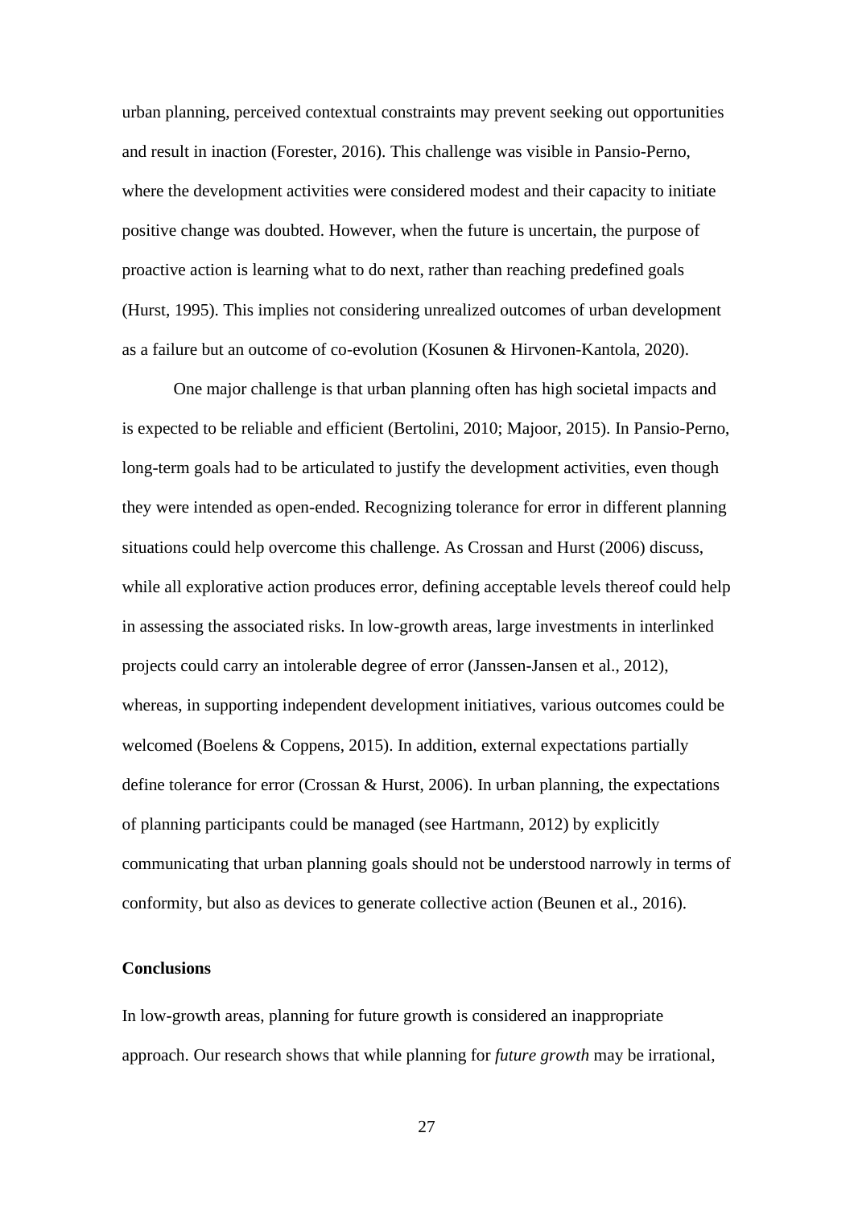urban planning, perceived contextual constraints may prevent seeking out opportunities and result in inaction (Forester, 2016). This challenge was visible in Pansio-Perno, where the development activities were considered modest and their capacity to initiate positive change was doubted. However, when the future is uncertain, the purpose of proactive action is learning what to do next, rather than reaching predefined goals (Hurst, 1995). This implies not considering unrealized outcomes of urban development as a failure but an outcome of co-evolution (Kosunen & Hirvonen-Kantola, 2020).

One major challenge is that urban planning often has high societal impacts and is expected to be reliable and efficient (Bertolini, 2010; Majoor, 2015). In Pansio-Perno, long-term goals had to be articulated to justify the development activities, even though they were intended as open-ended. Recognizing tolerance for error in different planning situations could help overcome this challenge. As Crossan and Hurst (2006) discuss, while all explorative action produces error, defining acceptable levels thereof could help in assessing the associated risks. In low-growth areas, large investments in interlinked projects could carry an intolerable degree of error (Janssen-Jansen et al., 2012), whereas, in supporting independent development initiatives, various outcomes could be welcomed (Boelens & Coppens, 2015). In addition, external expectations partially define tolerance for error (Crossan & Hurst, 2006). In urban planning, the expectations of planning participants could be managed (see Hartmann, 2012) by explicitly communicating that urban planning goals should not be understood narrowly in terms of conformity, but also as devices to generate collective action (Beunen et al., 2016).

## Conclusions

In low-growth areas, planning for future growth is considered an inappropriate approach. Our research shows that while planning for *future growth* may be irrational,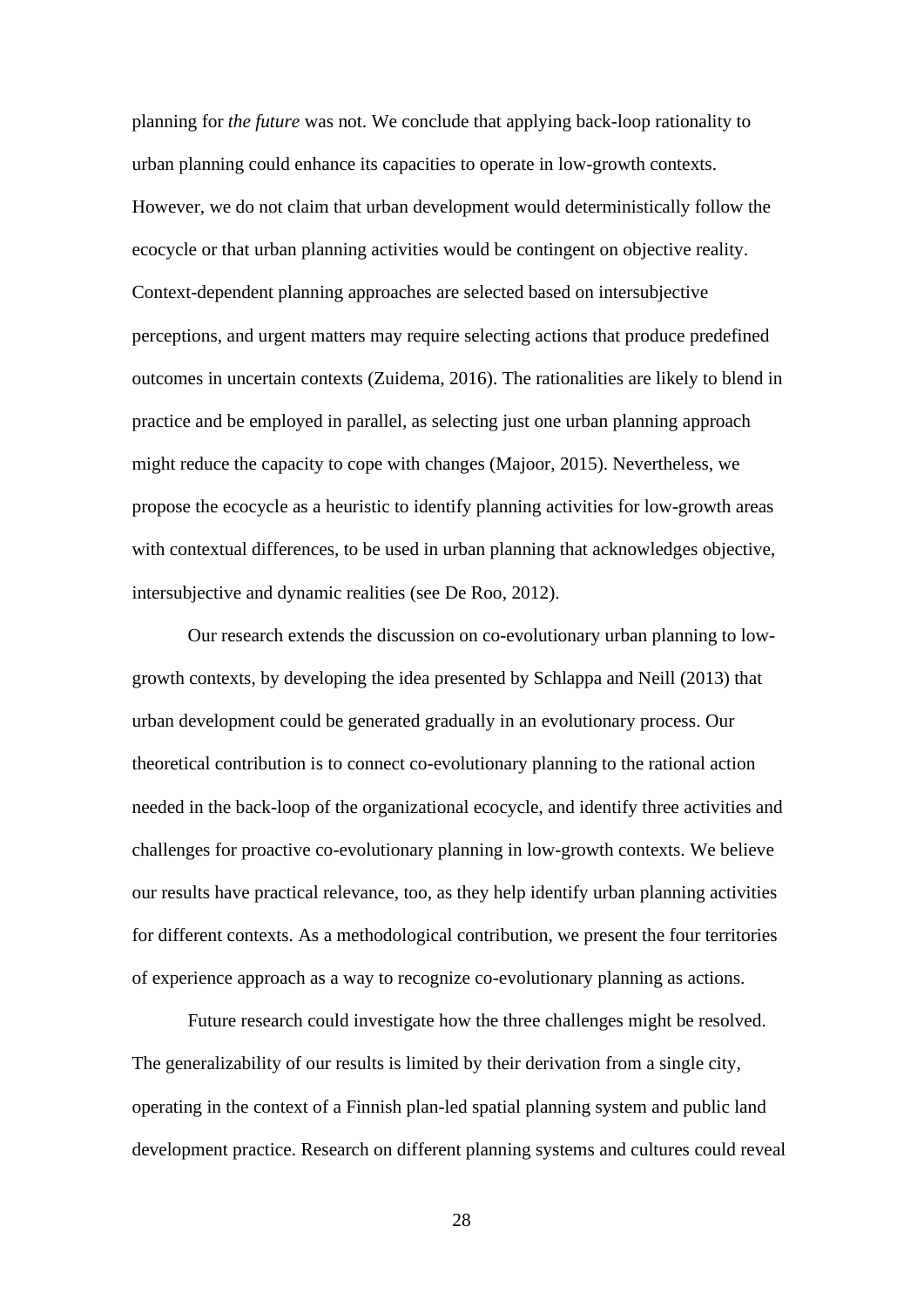planning for *the future* was not. We conclude that applying back-loop rationality to urban planning could enhance its capacities to operate in low-growth contexts. However, we do not claim that urban development would deterministically follow the ecocycle or that urban planning activities would be contingent on objective reality. Context-dependent planning approaches are selected based on intersubjective perceptions, and urgent matters may require selecting actions that produce predefined outcomes in uncertain contexts (Zuidema, 2016). The rationalities are likely to blend in practice and be employed in parallel, as selecting just one urban planning approach might reduce the capacity to cope with changes (Majoor, 2015). Nevertheless, we propose the ecocycle as a heuristic to identify planning activities for low-growth areas with contextual differences, to be used in urban planning that acknowledges objective, intersubjective and dynamic realities (see De Roo, 2012).

Our research extends the discussion on co-evolutionary urban planning to low-growth contexts, by developing the idea presented by Schlappa and Neill (2013) that urban development could be generated gradually in an evolutionary process. Our theoretical contribution is to connect co-evolutionary planning to the rational action needed in the back-loop of the organizational ecocycle, and identify three activities and challenges for proactive co-evolutionary planning in low-growth contexts. We believe our results have practical relevance, too, as they help identify urban planning activities for different contexts. As a methodological contribution, we present the four territories of experience approach as a way to recognize co-evolutionary planning as actions.

Future research could investigate how the three challenges might be resolved. The generalizability of our results is limited by their derivation from a single city, operating in the context of a Finnish plan-led spatial planning system and public land development practice. Research on different planning systems and cultures could reveal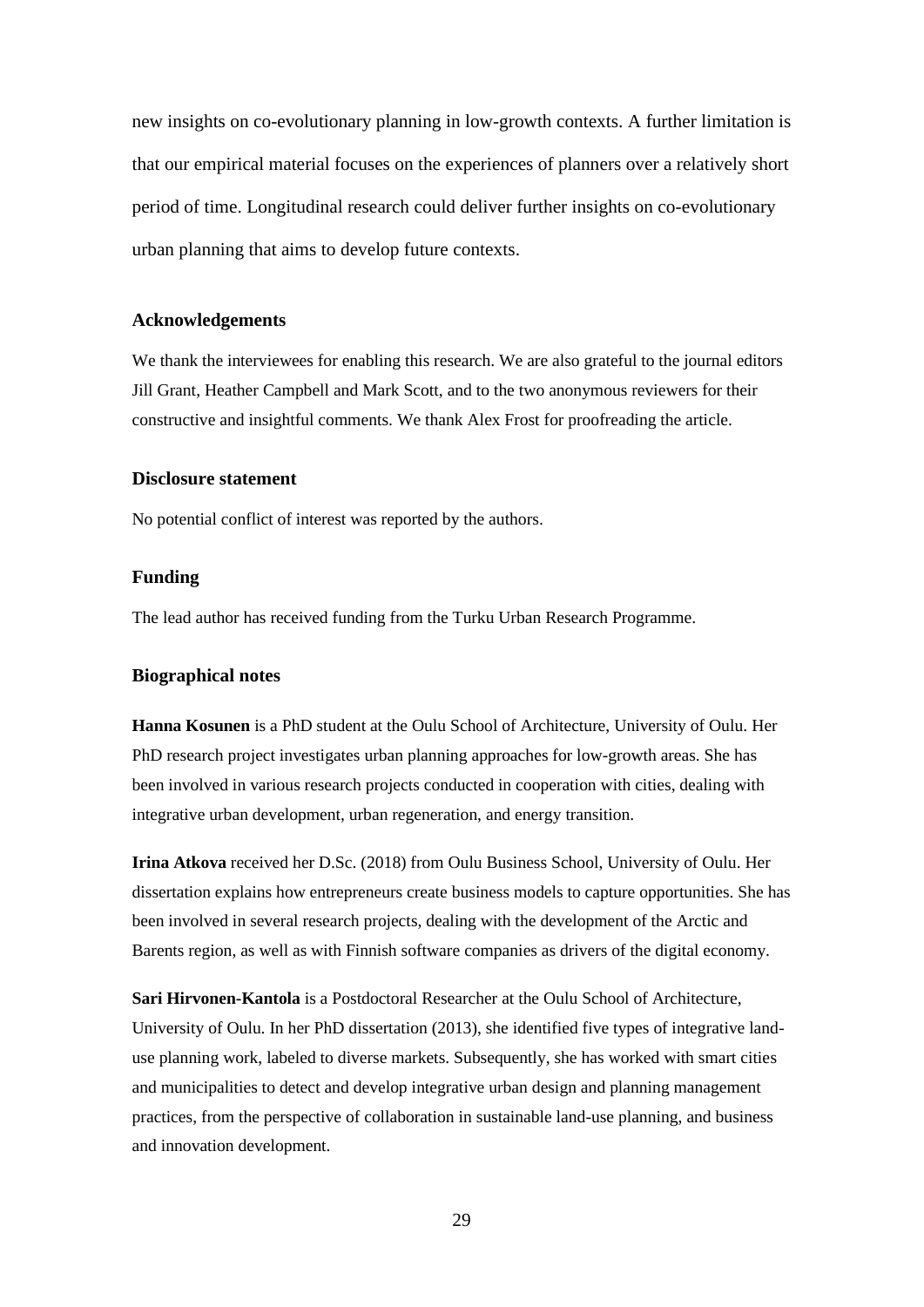new insights on co-evolutionary planning in low-growth contexts. A further limitation is that our empirical material focuses on the experiences of planners over a relatively short period of time. Longitudinal research could deliver further insights on co-evolutionary urban planning that aims to develop future contexts.

## Acknowledgements

We thank the interviewees for enabling this research. We are also grateful to the journal editors Jill Grant, Heather Campbell and Mark Scott, and to the two anonymous reviewers for their constructive and insightful comments. We thank Alex Frost for proofreading the article.

## Disclosure statement

No potential conflict of interest was reported by the authors.

## Funding

The lead author has received funding from the Turku Urban Research Programme.

## Biographical notes

**Hanna Kosunen** is a PhD student at the Oulu School of Architecture, University of Oulu. Her PhD research project investigates urban planning approaches for low-growth areas. She has been involved in various research projects conducted in cooperation with cities, dealing with integrative urban development, urban regeneration, and energy transition.

**Irina Atkova** received her D.Sc. (2018) from Oulu Business School, University of Oulu. Her dissertation explains how entrepreneurs create business models to capture opportunities. She has been involved in several research projects, dealing with the development of the Arctic and Barents region, as well as with Finnish software companies as drivers of the digital economy.

**Sari Hirvonen-Kantola** is a Postdoctoral Researcher at the Oulu School of Architecture, University of Oulu. In her PhD dissertation (2013), she identified five types of integrative land-use planning work, labeled to diverse markets. Subsequently, she has worked with smart cities and municipalities to detect and develop integrative urban design and planning management practices, from the perspective of collaboration in sustainable land-use planning, and business and innovation development.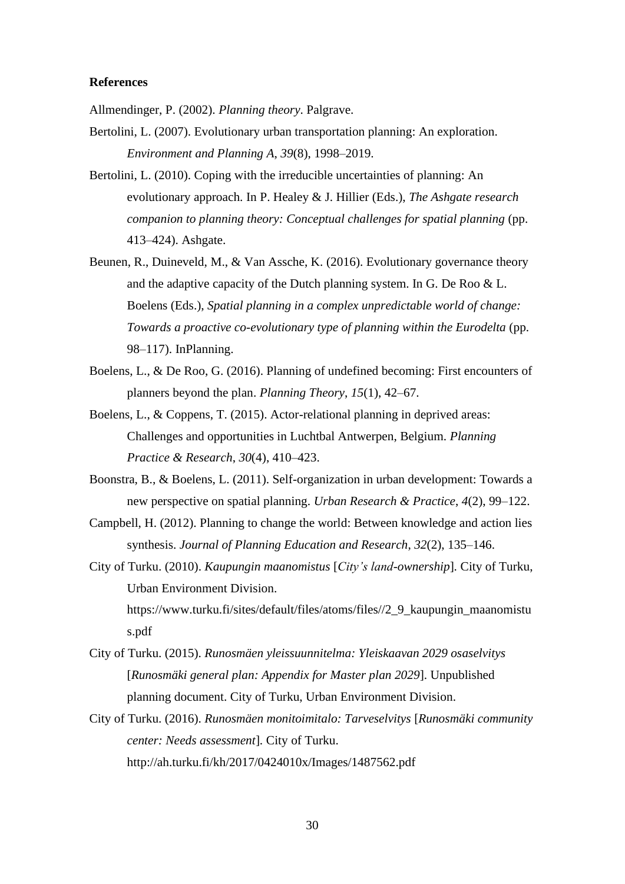**References**

Allmendinger, P. (2002). *Planning theory*. Palgrave.

Bertolini, L. (2007). Evolutionary urban transportation planning: An exploration. *Environment and Planning A*, *39*(8), 1998–2019.

Bertolini, L. (2010). Coping with the irreducible uncertainties of planning: An evolutionary approach. In P. Healey & J. Hillier (Eds.), *The Ashgate research companion to planning theory: Conceptual challenges for spatial planning* (pp. 413–424). Ashgate.

Beunen, R., Duineveld, M., & Van Assche, K. (2016). Evolutionary governance theory and the adaptive capacity of the Dutch planning system. In G. De Roo & L. Boelens (Eds.), *Spatial planning in a complex unpredictable world of change: Towards a proactive co-evolutionary type of planning within the Eurodelta* (pp. 98–117). InPlanning.

Boelens, L., & De Roo, G. (2016). Planning of undefined becoming: First encounters of planners beyond the plan. *Planning Theory*, *15*(1), 42–67.

Boelens, L., & Coppens, T. (2015). Actor-relational planning in deprived areas: Challenges and opportunities in Luchtbal Antwerpen, Belgium. *Planning Practice & Research*, *30*(4), 410–423.

Boonstra, B., & Boelens, L. (2011). Self-organization in urban development: Towards a new perspective on spatial planning. *Urban Research & Practice*, *4*(2), 99–122.

Campbell, H. (2012). Planning to change the world: Between knowledge and action lies synthesis. *Journal of Planning Education and Research*, *32*(2), 135–146.

City of Turku. (2010). *Kaupungin maanomistus* [*City's land-ownership*]. City of Turku, Urban Environment Division. https://www.turku.fi/sites/default/files/atoms/files//2_9_kaupungin_maanomistus.pdf

City of Turku. (2015). *Runosmäen yleissuunnitelma: Yleiskaavan 2029 osaselvitys* [*Runosmäki general plan: Appendix for Master plan 2029*]. Unpublished planning document. City of Turku, Urban Environment Division.

City of Turku. (2016). *Runosmäen monitoimitalo: Tarveselvitys* [*Runosmäki community center: Needs assessment*]. City of Turku. http://ah.turku.fi/kh/2017/0424010x/Images/1487562.pdf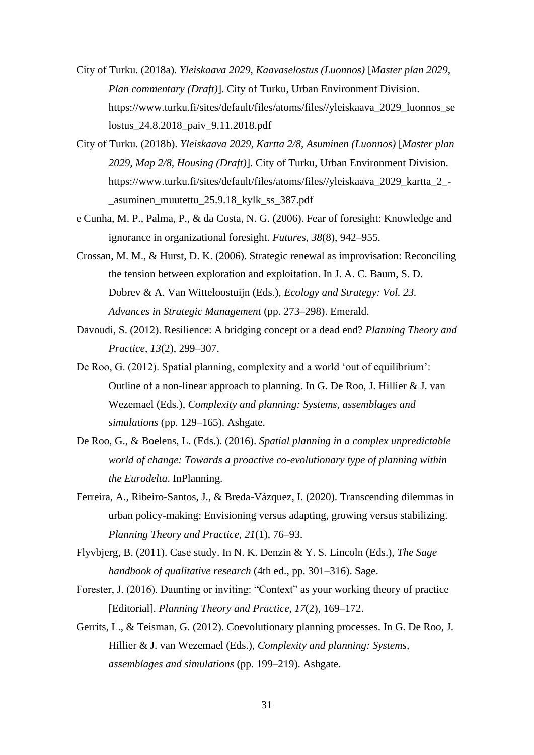City of Turku. (2018a). *Yleiskaava 2029, Kaavaselostus (Luonnos)* [*Master plan 2029, Plan commentary (Draft)*]. City of Turku, Urban Environment Division. https://www.turku.fi/sites/default/files/atoms/files//yleiskaava_2029_luonnos_selostus_24.8.2018_paiv_9.11.2018.pdf

City of Turku. (2018b). *Yleiskaava 2029, Kartta 2/8, Asuminen (Luonnos)* [*Master plan 2029, Map 2/8, Housing (Draft)*]. City of Turku, Urban Environment Division. https://www.turku.fi/sites/default/files/atoms/files//yleiskaava_2029_kartta_2_-_asuminen_muutettu_25.9.18_kylk_ss_387.pdf

e Cunha, M. P., Palma, P., & da Costa, N. G. (2006). Fear of foresight: Knowledge and ignorance in organizational foresight. *Futures*, *38*(8), 942–955.

Crossan, M. M., & Hurst, D. K. (2006). Strategic renewal as improvisation: Reconciling the tension between exploration and exploitation. In J. A. C. Baum, S. D. Dobrev & A. Van Witteloostuijn (Eds.), *Ecology and Strategy: Vol. 23. Advances in Strategic Management* (pp. 273–298). Emerald.

Davoudi, S. (2012). Resilience: A bridging concept or a dead end? *Planning Theory and Practice*, *13*(2), 299–307.

De Roo, G. (2012). Spatial planning, complexity and a world 'out of equilibrium': Outline of a non-linear approach to planning. In G. De Roo, J. Hillier & J. van Wezemael (Eds.), *Complexity and planning: Systems, assemblages and simulations* (pp. 129–165). Ashgate.

De Roo, G., & Boelens, L. (Eds.). (2016). *Spatial planning in a complex unpredictable world of change: Towards a proactive co-evolutionary type of planning within the Eurodelta*. InPlanning.

Ferreira, A., Ribeiro-Santos, J., & Breda-Vázquez, I. (2020). Transcending dilemmas in urban policy-making: Envisioning versus adapting, growing versus stabilizing. *Planning Theory and Practice*, *21*(1), 76–93.

Flyvbjerg, B. (2011). Case study. In N. K. Denzin & Y. S. Lincoln (Eds.), *The Sage handbook of qualitative research* (4th ed., pp. 301–316). Sage.

Forester, J. (2016). Daunting or inviting: "Context" as your working theory of practice [Editorial]. *Planning Theory and Practice*, *17*(2), 169–172.

Gerrits, L., & Teisman, G. (2012). Coevolutionary planning processes. In G. De Roo, J. Hillier & J. van Wezemael (Eds.), *Complexity and planning: Systems, assemblages and simulations* (pp. 199–219). Ashgate.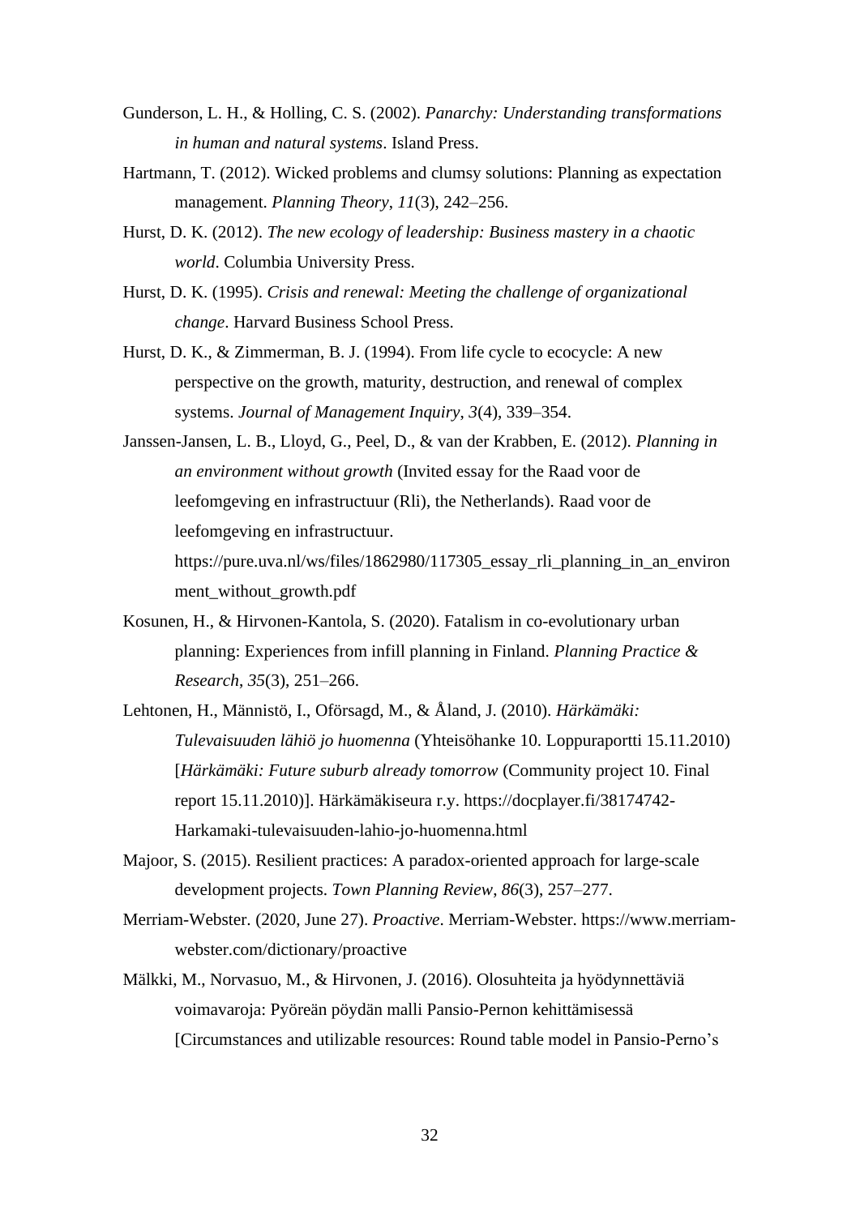Gunderson, L. H., & Holling, C. S. (2002). *Panarchy: Understanding transformations in human and natural systems*. Island Press.

Hartmann, T. (2012). Wicked problems and clumsy solutions: Planning as expectation management. *Planning Theory*, *11*(3), 242–256.

Hurst, D. K. (2012). *The new ecology of leadership: Business mastery in a chaotic world*. Columbia University Press.

Hurst, D. K. (1995). *Crisis and renewal: Meeting the challenge of organizational change*. Harvard Business School Press.

Hurst, D. K., & Zimmerman, B. J. (1994). From life cycle to ecocycle: A new perspective on the growth, maturity, destruction, and renewal of complex systems. *Journal of Management Inquiry*, *3*(4), 339–354.

Janssen-Jansen, L. B., Lloyd, G., Peel, D., & van der Krabben, E. (2012). *Planning in an environment without growth* (Invited essay for the Raad voor de leefomgeving en infrastructuur (Rli), the Netherlands). Raad voor de leefomgeving en infrastructuur. https://pure.uva.nl/ws/files/1862980/117305_essay_rli_planning_in_an_environment_without_growth.pdf

Kosunen, H., & Hirvonen-Kantola, S. (2020). Fatalism in co-evolutionary urban planning: Experiences from infill planning in Finland. *Planning Practice & Research*, *35*(3), 251–266.

Lehtonen, H., Männistö, I., Oförsagd, M., & Åland, J. (2010). *Härkämäki: Tulevaisuuden lähiö jo huomenna* (Yhteisöhanke 10. Loppuraportti 15.11.2010) [*Härkämäki: Future suburb already tomorrow* (Community project 10. Final report 15.11.2010)]. Härkämäkiseura r.y. https://docplayer.fi/38174742-Harkamaki-tulevaisuuden-lahio-jo-huomenna.html

Majoor, S. (2015). Resilient practices: A paradox-oriented approach for large-scale development projects. *Town Planning Review*, *86*(3), 257–277.

Merriam-Webster. (2020, June 27). *Proactive*. Merriam-Webster. https://www.merriam-webster.com/dictionary/proactive

Mälkki, M., Norvasuo, M., & Hirvonen, J. (2016). Olosuhteita ja hyödynnettäviä voimavaroja: Pyöreän pöydän malli Pansio-Pernon kehittämisessä [Circumstances and utilizable resources: Round table model in Pansio-Perno's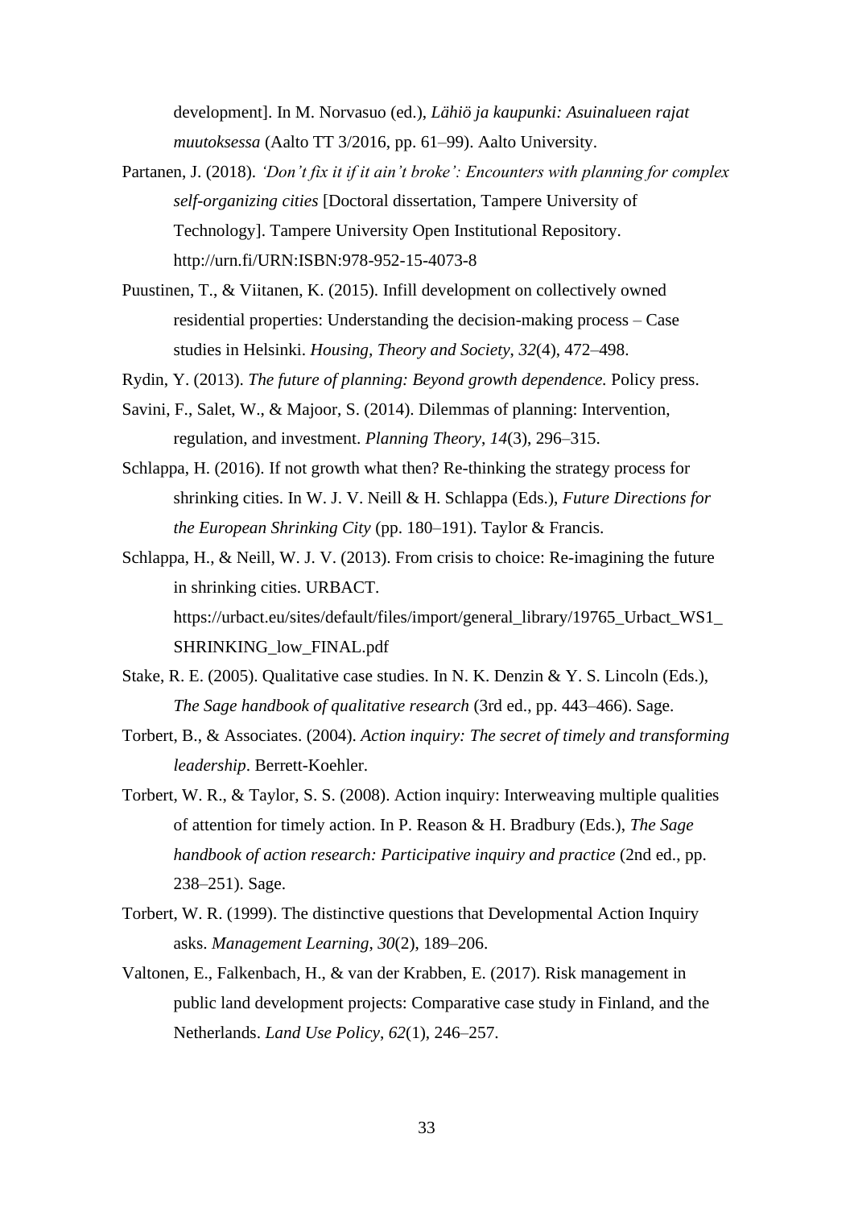development]. In M. Norvasuo (ed.), *Lähiö ja kaupunki: Asuinalueen rajat muutoksessa* (Aalto TT 3/2016, pp. 61–99). Aalto University.

Partanen, J. (2018). *'Don't fix it if it ain't broke': Encounters with planning for complex self-organizing cities* [Doctoral dissertation, Tampere University of Technology]. Tampere University Open Institutional Repository. http://urn.fi/URN:ISBN:978-952-15-4073-8

Puustinen, T., & Viitanen, K. (2015). Infill development on collectively owned residential properties: Understanding the decision-making process – Case studies in Helsinki. *Housing, Theory and Society*, *32*(4), 472–498.

Rydin, Y. (2013). *The future of planning: Beyond growth dependence.* Policy press.

Savini, F., Salet, W., & Majoor, S. (2014). Dilemmas of planning: Intervention, regulation, and investment. *Planning Theory*, *14*(3), 296–315.

Schlappa, H. (2016). If not growth what then? Re-thinking the strategy process for shrinking cities. In W. J. V. Neill & H. Schlappa (Eds.), *Future Directions for the European Shrinking City* (pp. 180–191). Taylor & Francis.

Schlappa, H., & Neill, W. J. V. (2013). From crisis to choice: Re-imagining the future in shrinking cities. URBACT. https://urbact.eu/sites/default/files/import/general_library/19765_Urbact_WS1_SHRINKING_low_FINAL.pdf

Stake, R. E. (2005). Qualitative case studies. In N. K. Denzin & Y. S. Lincoln (Eds.), *The Sage handbook of qualitative research* (3rd ed., pp. 443–466). Sage.

Torbert, B., & Associates. (2004). *Action inquiry: The secret of timely and transforming leadership*. Berrett-Koehler.

Torbert, W. R., & Taylor, S. S. (2008). Action inquiry: Interweaving multiple qualities of attention for timely action. In P. Reason & H. Bradbury (Eds.), *The Sage handbook of action research: Participative inquiry and practice* (2nd ed., pp. 238–251). Sage.

Torbert, W. R. (1999). The distinctive questions that Developmental Action Inquiry asks. *Management Learning*, *30*(2), 189–206.

Valtonen, E., Falkenbach, H., & van der Krabben, E. (2017). Risk management in public land development projects: Comparative case study in Finland, and the Netherlands. *Land Use Policy*, *62*(1), 246–257.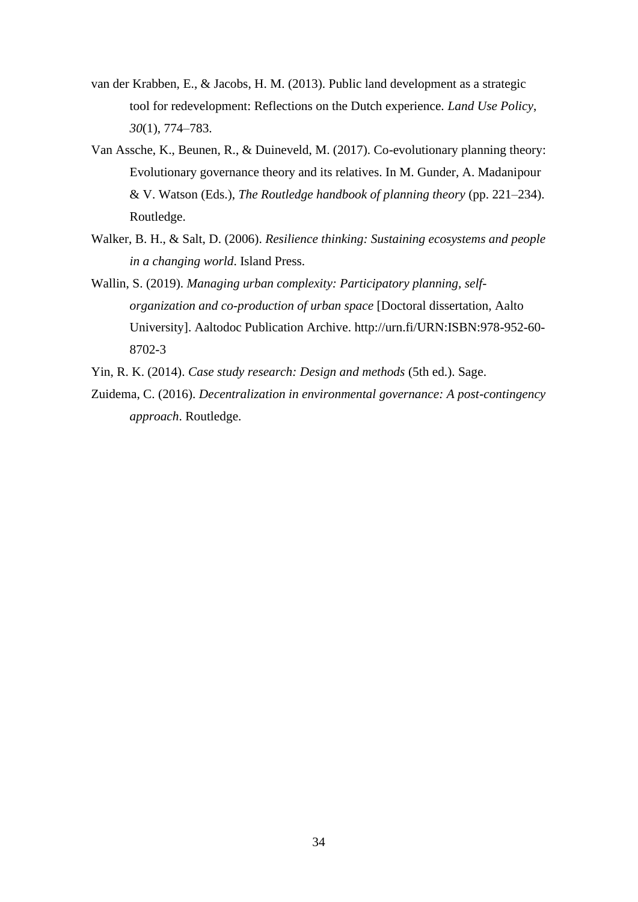van der Krabben, E., & Jacobs, H. M. (2013). Public land development as a strategic tool for redevelopment: Reflections on the Dutch experience. *Land Use Policy*, *30*(1), 774–783.

Van Assche, K., Beunen, R., & Duineveld, M. (2017). Co-evolutionary planning theory: Evolutionary governance theory and its relatives. In M. Gunder, A. Madanipour & V. Watson (Eds.), *The Routledge handbook of planning theory* (pp. 221–234). Routledge.

Walker, B. H., & Salt, D. (2006). *Resilience thinking: Sustaining ecosystems and people in a changing world*. Island Press.

Wallin, S. (2019). *Managing urban complexity: Participatory planning, self-organization and co-production of urban space* [Doctoral dissertation, Aalto University]. Aaltodoc Publication Archive. http://urn.fi/URN:ISBN:978-952-60-8702-3

Yin, R. K. (2014). *Case study research: Design and methods* (5th ed.). Sage.

Zuidema, C. (2016). *Decentralization in environmental governance: A post-contingency approach*. Routledge.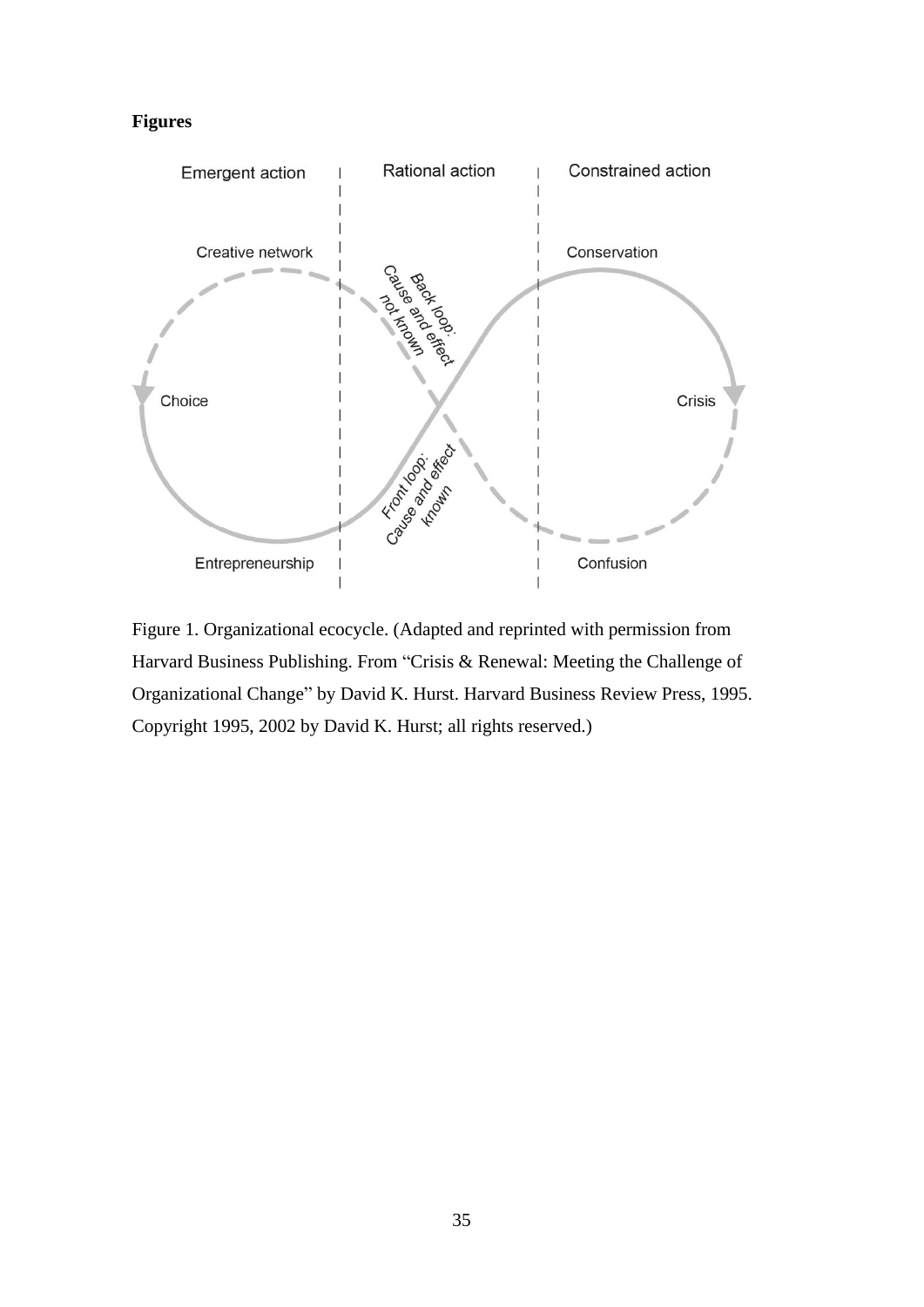**Figures**

Figure 1. Organizational ecocycle. (Adapted and reprinted with permission from Harvard Business Publishing. From “Crisis & Renewal: Meeting the Challenge of Organizational Change” by David K. Hurst. Harvard Business Review Press, 1995. Copyright 1995, 2002 by David K. Hurst; all rights reserved.)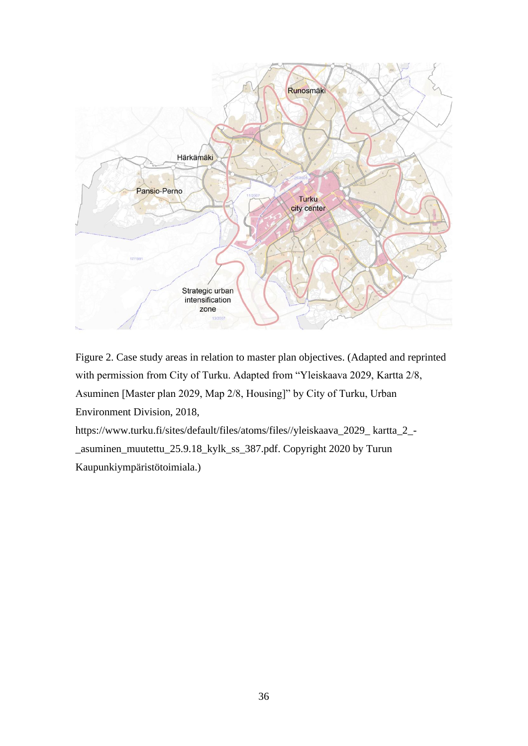Figure 2. Case study areas in relation to master plan objectives. (Adapted and reprinted with permission from City of Turku. Adapted from "Yleiskaava 2029, Kartta 2/8, Asuminen [Master plan 2029, Map 2/8, Housing]" by City of Turku, Urban Environment Division, 2018, https://www.turku.fi/sites/default/files/atoms/files//yleiskaava_2029_ kartta_2_-_asuminen_muutettu_25.9.18_kylk_ss_387.pdf. Copyright 2020 by Turun Kaupunkiympäristötoimiala.)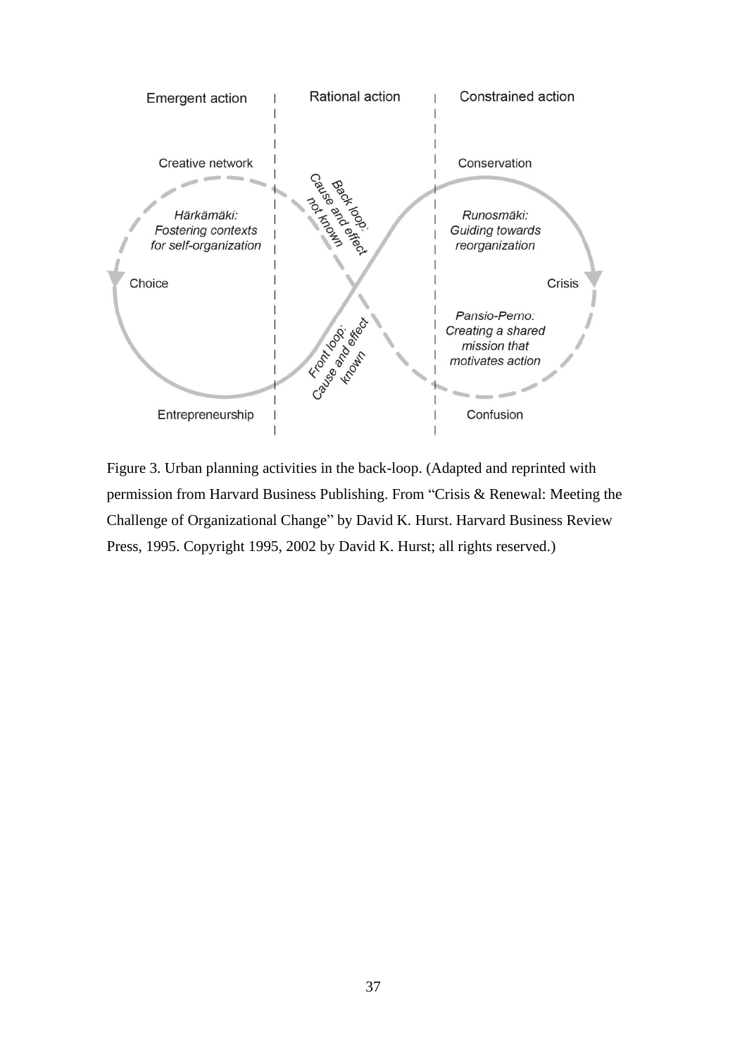Emergent action

Rational action

Constrained action

Creative network

Conservation

Back loop:
Cause and effect
not known

*Härkämäki:*
*Fostering contexts*
*for self-organization*

*Runosmäki:*
*Guiding towards*
*reorganization*

Choice

Crisis

*Pansio-Perno:*
*Creating a shared*
*mission that*
*motivates action*

Front loop:
Cause and effect
known

Entrepreneurship

Confusion

Figure 3. Urban planning activities in the back-loop. (Adapted and reprinted with permission from Harvard Business Publishing. From "Crisis & Renewal: Meeting the Challenge of Organizational Change" by David K. Hurst. Harvard Business Review Press, 1995. Copyright 1995, 2002 by David K. Hurst; all rights reserved.)